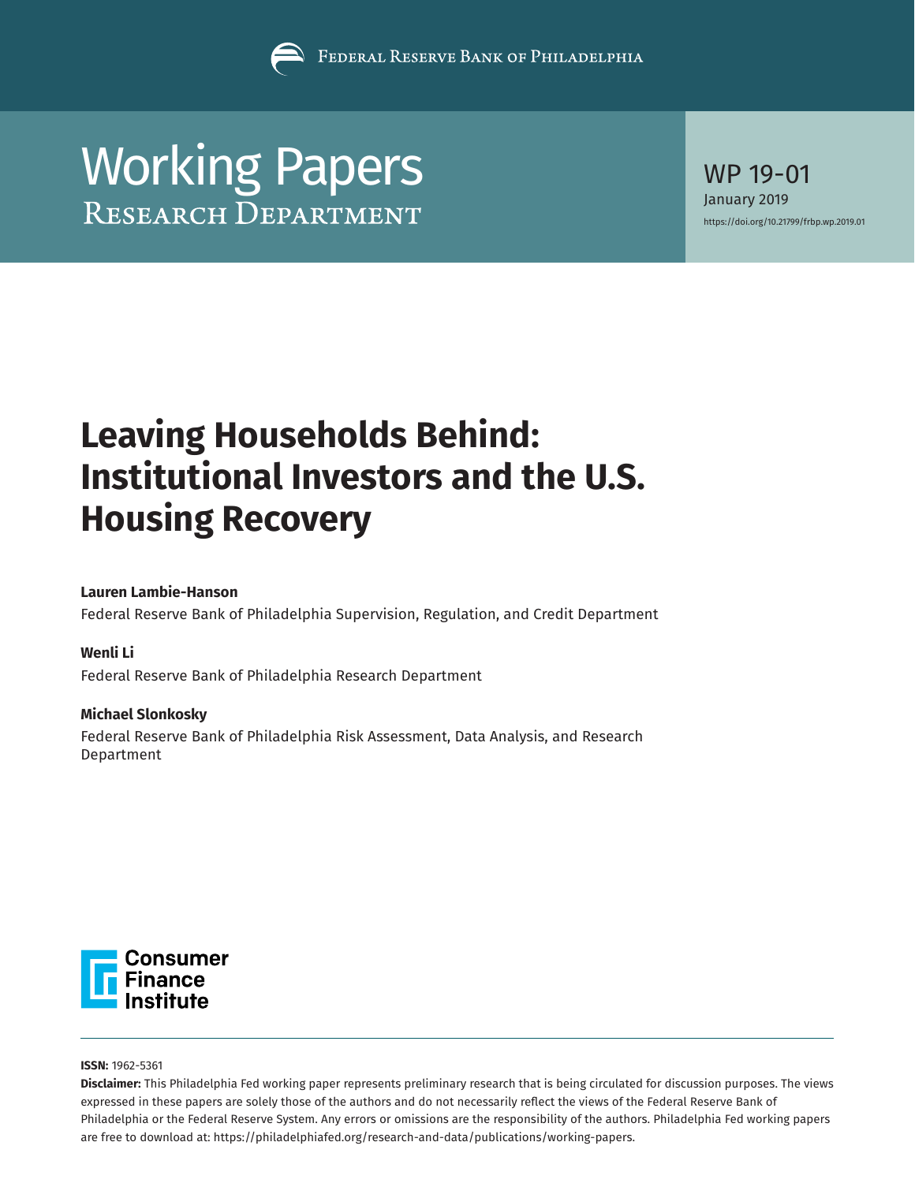Federal Reserve Bank of Philadelphia

# Working Papers
## Research Department

WP 19-01
January 2019
https://doi.org/10.21799/frbp.wp.2019.01

# Leaving Households Behind: Institutional Investors and the U.S. Housing Recovery

**Lauren Lambie-Hanson**
Federal Reserve Bank of Philadelphia Supervision, Regulation, and Credit Department

**Wenli Li**
Federal Reserve Bank of Philadelphia Research Department

**Michael Slonkosky**
Federal Reserve Bank of Philadelphia Risk Assessment, Data Analysis, and Research Department

Consumer Finance Institute

**ISSN:** 1962-5361
**Disclaimer:** This Philadelphia Fed working paper represents preliminary research that is being circulated for discussion purposes. The views expressed in these papers are solely those of the authors and do not necessarily reflect the views of the Federal Reserve Bank of Philadelphia or the Federal Reserve System. Any errors or omissions are the responsibility of the authors. Philadelphia Fed working papers are free to download at: https://philadelphiafed.org/research-and-data/publications/working-papers.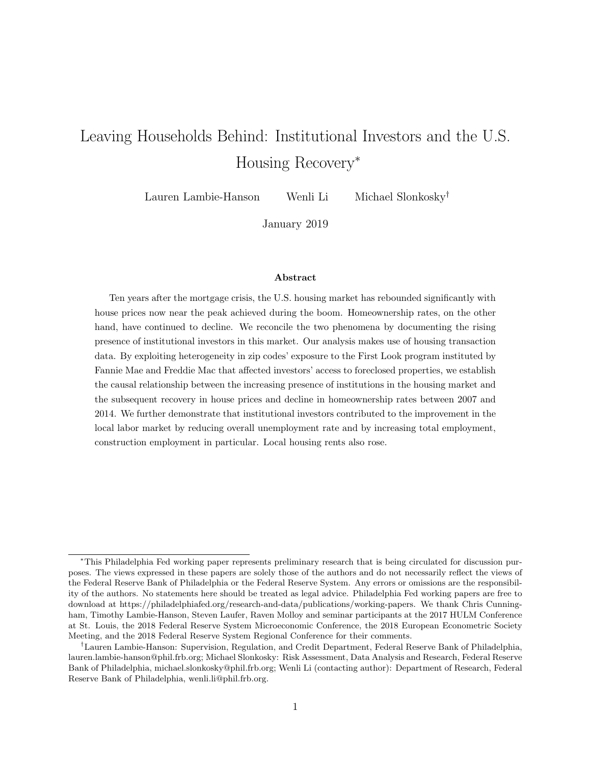# Leaving Households Behind: Institutional Investors and the U.S. Housing Recovery[*]

Lauren Lambie-Hanson  Wenli Li  Michael Slonkosky[†]

January 2019

### Abstract

Ten years after the mortgage crisis, the U.S. housing market has rebounded significantly with house prices now near the peak achieved during the boom. Homeownership rates, on the other hand, have continued to decline. We reconcile the two phenomena by documenting the rising presence of institutional investors in this market. Our analysis makes use of housing transaction data. By exploiting heterogeneity in zip codes' exposure to the First Look program instituted by Fannie Mae and Freddie Mac that affected investors' access to foreclosed properties, we establish the causal relationship between the increasing presence of institutions in the housing market and the subsequent recovery in house prices and decline in homeownership rates between 2007 and 2014. We further demonstrate that institutional investors contributed to the improvement in the local labor market by reducing overall unemployment rate and by increasing total employment, construction employment in particular. Local housing rents also rose.

---

[*]This Philadelphia Fed working paper represents preliminary research that is being circulated for discussion purposes. The views expressed in these papers are solely those of the authors and do not necessarily reflect the views of the Federal Reserve Bank of Philadelphia or the Federal Reserve System. Any errors or omissions are the responsibility of the authors. No statements here should be treated as legal advice. Philadelphia Fed working papers are free to download at https://philadelphiafed.org/research-and-data/publications/working-papers. We thank Chris Cunningham, Timothy Lambie-Hanson, Steven Laufer, Raven Molloy and seminar participants at the 2017 HULM Conference at St. Louis, the 2018 Federal Reserve System Microeconomic Conference, the 2018 European Econometric Society Meeting, and the 2018 Federal Reserve System Regional Conference for their comments.

[†]Lauren Lambie-Hanson: Supervision, Regulation, and Credit Department, Federal Reserve Bank of Philadelphia, lauren.lambie-hanson@phil.frb.org; Michael Slonkosky: Risk Assessment, Data Analysis and Research, Federal Reserve Bank of Philadelphia, michael.slonkosky@phil.frb.org; Wenli Li (contacting author): Department of Research, Federal Reserve Bank of Philadelphia, wenli.li@phil.frb.org.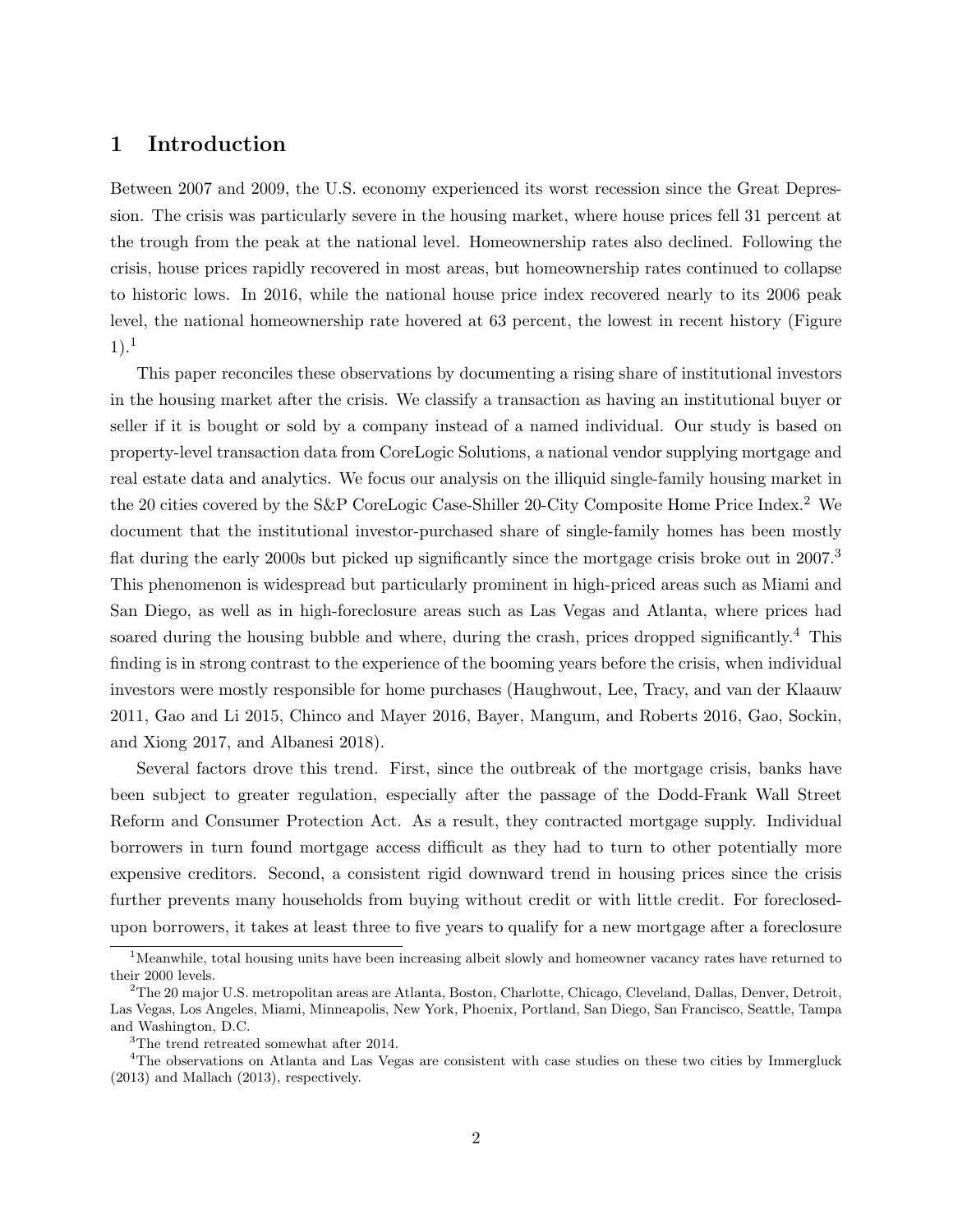# 1 Introduction

Between 2007 and 2009, the U.S. economy experienced its worst recession since the Great Depression. The crisis was particularly severe in the housing market, where house prices fell 31 percent at the trough from the peak at the national level. Homeownership rates also declined. Following the crisis, house prices rapidly recovered in most areas, but homeownership rates continued to collapse to historic lows. In 2016, while the national house price index recovered nearly to its 2006 peak level, the national homeownership rate hovered at 63 percent, the lowest in recent history (Figure 1).[1]

This paper reconciles these observations by documenting a rising share of institutional investors in the housing market after the crisis. We classify a transaction as having an institutional buyer or seller if it is bought or sold by a company instead of a named individual. Our study is based on property-level transaction data from CoreLogic Solutions, a national vendor supplying mortgage and real estate data and analytics. We focus our analysis on the illiquid single-family housing market in the 20 cities covered by the S&P CoreLogic Case-Shiller 20-City Composite Home Price Index.[2] We document that the institutional investor-purchased share of single-family homes has been mostly flat during the early 2000s but picked up significantly since the mortgage crisis broke out in 2007.[3] This phenomenon is widespread but particularly prominent in high-priced areas such as Miami and San Diego, as well as in high-foreclosure areas such as Las Vegas and Atlanta, where prices had soared during the housing bubble and where, during the crash, prices dropped significantly.[4] This finding is in strong contrast to the experience of the booming years before the crisis, when individual investors were mostly responsible for home purchases (Haughwout, Lee, Tracy, and van der Klaauw 2011, Gao and Li 2015, Chinco and Mayer 2016, Bayer, Mangum, and Roberts 2016, Gao, Sockin, and Xiong 2017, and Albanesi 2018).

Several factors drove this trend. First, since the outbreak of the mortgage crisis, banks have been subject to greater regulation, especially after the passage of the Dodd-Frank Wall Street Reform and Consumer Protection Act. As a result, they contracted mortgage supply. Individual borrowers in turn found mortgage access difficult as they had to turn to other potentially more expensive creditors. Second, a consistent rigid downward trend in housing prices since the crisis further prevents many households from buying without credit or with little credit. For foreclosed-upon borrowers, it takes at least three to five years to qualify for a new mortgage after a foreclosure

[1] Meanwhile, total housing units have been increasing albeit slowly and homeowner vacancy rates have returned to their 2000 levels.

[2] The 20 major U.S. metropolitan areas are Atlanta, Boston, Charlotte, Chicago, Cleveland, Dallas, Denver, Detroit, Las Vegas, Los Angeles, Miami, Minneapolis, New York, Phoenix, Portland, San Diego, San Francisco, Seattle, Tampa and Washington, D.C.

[3] The trend retreated somewhat after 2014.

[4] The observations on Atlanta and Las Vegas are consistent with case studies on these two cities by Immergluck (2013) and Mallach (2013), respectively.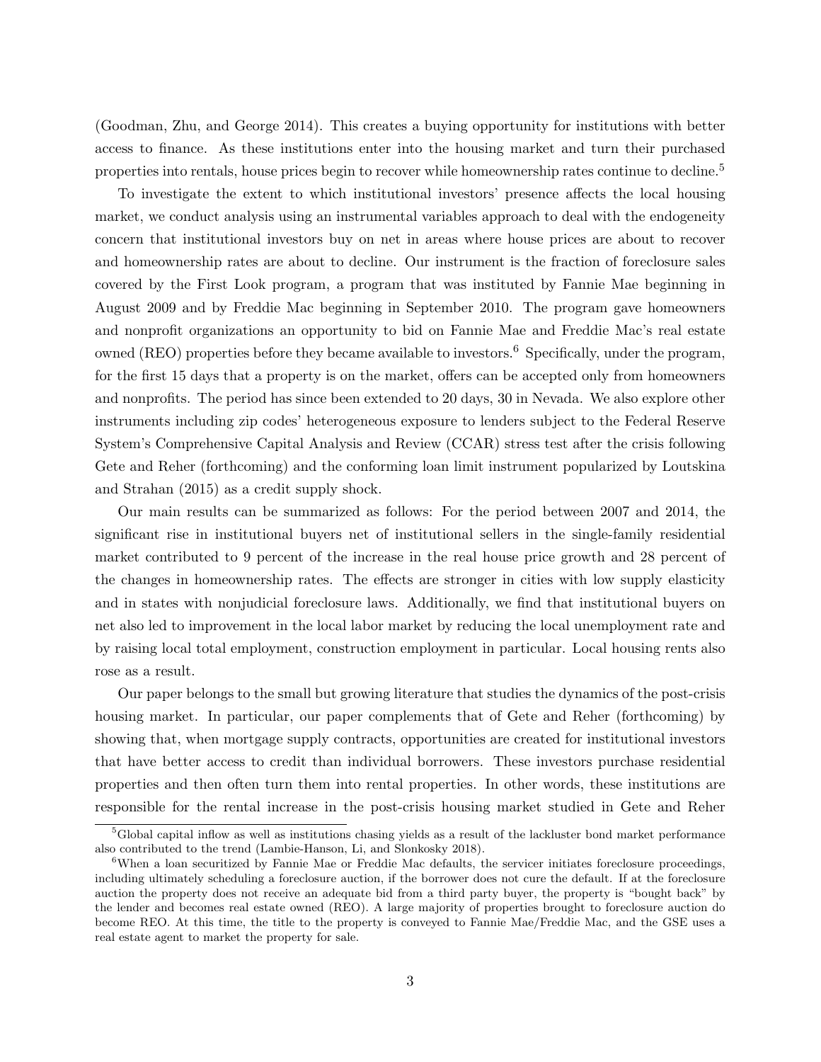(Goodman, Zhu, and George 2014). This creates a buying opportunity for institutions with better access to finance. As these institutions enter into the housing market and turn their purchased properties into rentals, house prices begin to recover while homeownership rates continue to decline.[5]

To investigate the extent to which institutional investors' presence affects the local housing market, we conduct analysis using an instrumental variables approach to deal with the endogeneity concern that institutional investors buy on net in areas where house prices are about to recover and homeownership rates are about to decline. Our instrument is the fraction of foreclosure sales covered by the First Look program, a program that was instituted by Fannie Mae beginning in August 2009 and by Freddie Mac beginning in September 2010. The program gave homeowners and nonprofit organizations an opportunity to bid on Fannie Mae and Freddie Mac's real estate owned (REO) properties before they became available to investors.[6] Specifically, under the program, for the first 15 days that a property is on the market, offers can be accepted only from homeowners and nonprofits. The period has since been extended to 20 days, 30 in Nevada. We also explore other instruments including zip codes' heterogeneous exposure to lenders subject to the Federal Reserve System's Comprehensive Capital Analysis and Review (CCAR) stress test after the crisis following Gete and Reher (forthcoming) and the conforming loan limit instrument popularized by Loutskina and Strahan (2015) as a credit supply shock.

Our main results can be summarized as follows: For the period between 2007 and 2014, the significant rise in institutional buyers net of institutional sellers in the single-family residential market contributed to 9 percent of the increase in the real house price growth and 28 percent of the changes in homeownership rates. The effects are stronger in cities with low supply elasticity and in states with nonjudicial foreclosure laws. Additionally, we find that institutional buyers on net also led to improvement in the local labor market by reducing the local unemployment rate and by raising local total employment, construction employment in particular. Local housing rents also rose as a result.

Our paper belongs to the small but growing literature that studies the dynamics of the post-crisis housing market. In particular, our paper complements that of Gete and Reher (forthcoming) by showing that, when mortgage supply contracts, opportunities are created for institutional investors that have better access to credit than individual borrowers. These investors purchase residential properties and then often turn them into rental properties. In other words, these institutions are responsible for the rental increase in the post-crisis housing market studied in Gete and Reher

[5] Global capital inflow as well as institutions chasing yields as a result of the lackluster bond market performance also contributed to the trend (Lambie-Hanson, Li, and Slonkosky 2018).

[6] When a loan securitized by Fannie Mae or Freddie Mac defaults, the servicer initiates foreclosure proceedings, including ultimately scheduling a foreclosure auction, if the borrower does not cure the default. If at the foreclosure auction the property does not receive an adequate bid from a third party buyer, the property is "bought back" by the lender and becomes real estate owned (REO). A large majority of properties brought to foreclosure auction do become REO. At this time, the title to the property is conveyed to Fannie Mae/Freddie Mac, and the GSE uses a real estate agent to market the property for sale.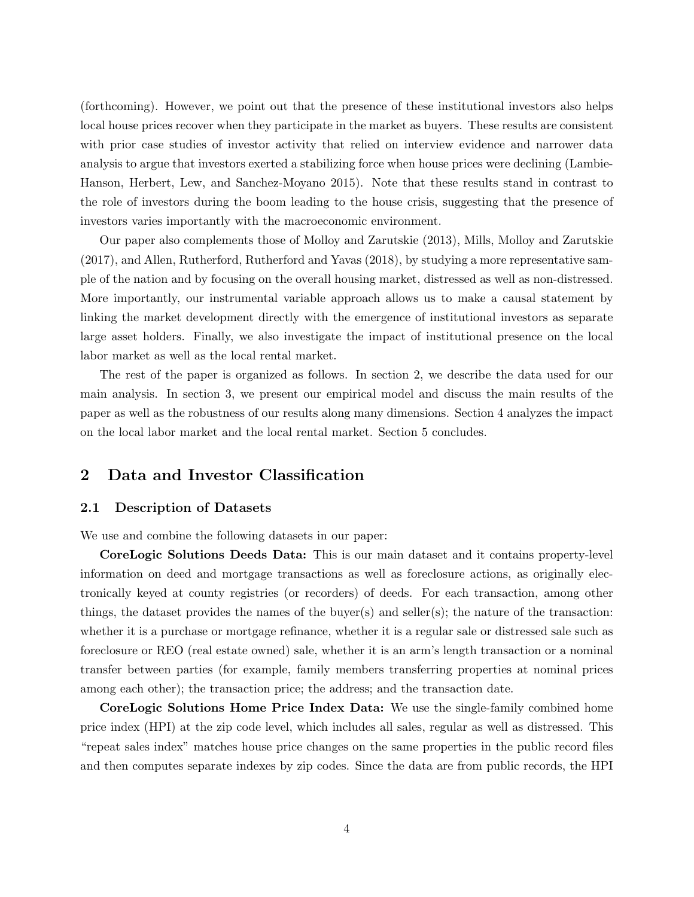(forthcoming). However, we point out that the presence of these institutional investors also helps local house prices recover when they participate in the market as buyers. These results are consistent with prior case studies of investor activity that relied on interview evidence and narrower data analysis to argue that investors exerted a stabilizing force when house prices were declining (Lambie-Hanson, Herbert, Lew, and Sanchez-Moyano 2015). Note that these results stand in contrast to the role of investors during the boom leading to the house crisis, suggesting that the presence of investors varies importantly with the macroeconomic environment.

Our paper also complements those of Molloy and Zarutskie (2013), Mills, Molloy and Zarutskie (2017), and Allen, Rutherford, Rutherford and Yavas (2018), by studying a more representative sample of the nation and by focusing on the overall housing market, distressed as well as non-distressed. More importantly, our instrumental variable approach allows us to make a causal statement by linking the market development directly with the emergence of institutional investors as separate large asset holders. Finally, we also investigate the impact of institutional presence on the local labor market as well as the local rental market.

The rest of the paper is organized as follows. In section 2, we describe the data used for our main analysis. In section 3, we present our empirical model and discuss the main results of the paper as well as the robustness of our results along many dimensions. Section 4 analyzes the impact on the local labor market and the local rental market. Section 5 concludes.

## 2 Data and Investor Classification

### 2.1 Description of Datasets

We use and combine the following datasets in our paper:

**CoreLogic Solutions Deeds Data:** This is our main dataset and it contains property-level information on deed and mortgage transactions as well as foreclosure actions, as originally electronically keyed at county registries (or recorders) of deeds. For each transaction, among other things, the dataset provides the names of the buyer(s) and seller(s); the nature of the transaction: whether it is a purchase or mortgage refinance, whether it is a regular sale or distressed sale such as foreclosure or REO (real estate owned) sale, whether it is an arm's length transaction or a nominal transfer between parties (for example, family members transferring properties at nominal prices among each other); the transaction price; the address; and the transaction date.

**CoreLogic Solutions Home Price Index Data:** We use the single-family combined home price index (HPI) at the zip code level, which includes all sales, regular as well as distressed. This "repeat sales index" matches house price changes on the same properties in the public record files and then computes separate indexes by zip codes. Since the data are from public records, the HPI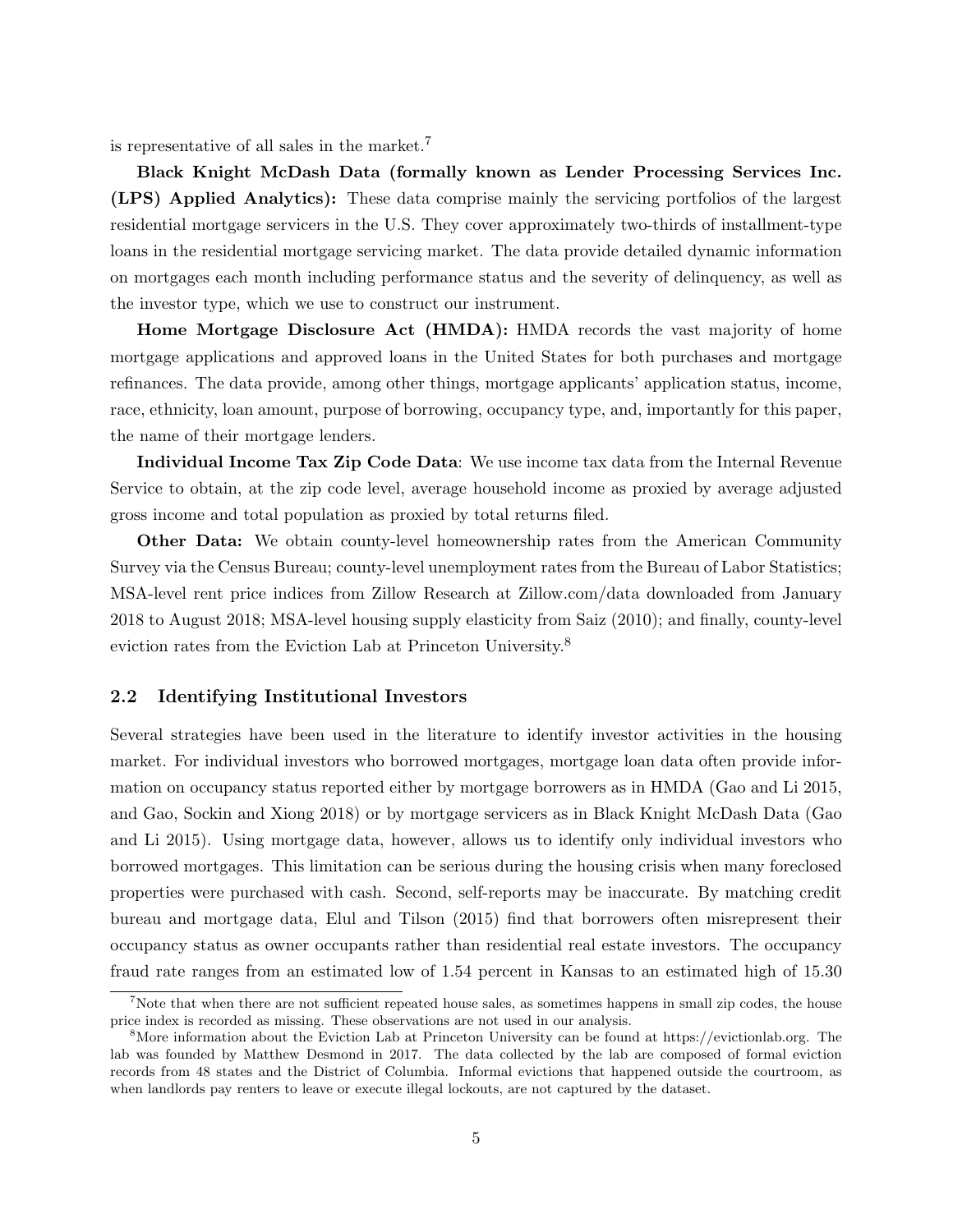is representative of all sales in the market.[7]

**Black Knight McDash Data (formally known as Lender Processing Services Inc. (LPS) Applied Analytics):** These data comprise mainly the servicing portfolios of the largest residential mortgage servicers in the U.S. They cover approximately two-thirds of installment-type loans in the residential mortgage servicing market. The data provide detailed dynamic information on mortgages each month including performance status and the severity of delinquency, as well as the investor type, which we use to construct our instrument.

**Home Mortgage Disclosure Act (HMDA):** HMDA records the vast majority of home mortgage applications and approved loans in the United States for both purchases and mortgage refinances. The data provide, among other things, mortgage applicants' application status, income, race, ethnicity, loan amount, purpose of borrowing, occupancy type, and, importantly for this paper, the name of their mortgage lenders.

**Individual Income Tax Zip Code Data**: We use income tax data from the Internal Revenue Service to obtain, at the zip code level, average household income as proxied by average adjusted gross income and total population as proxied by total returns filed.

**Other Data:** We obtain county-level homeownership rates from the American Community Survey via the Census Bureau; county-level unemployment rates from the Bureau of Labor Statistics; MSA-level rent price indices from Zillow Research at Zillow.com/data downloaded from January 2018 to August 2018; MSA-level housing supply elasticity from Saiz (2010); and finally, county-level eviction rates from the Eviction Lab at Princeton University.[8]

## 2.2 Identifying Institutional Investors

Several strategies have been used in the literature to identify investor activities in the housing market. For individual investors who borrowed mortgages, mortgage loan data often provide information on occupancy status reported either by mortgage borrowers as in HMDA (Gao and Li 2015, and Gao, Sockin and Xiong 2018) or by mortgage servicers as in Black Knight McDash Data (Gao and Li 2015). Using mortgage data, however, allows us to identify only individual investors who borrowed mortgages. This limitation can be serious during the housing crisis when many foreclosed properties were purchased with cash. Second, self-reports may be inaccurate. By matching credit bureau and mortgage data, Elul and Tilson (2015) find that borrowers often misrepresent their occupancy status as owner occupants rather than residential real estate investors. The occupancy fraud rate ranges from an estimated low of 1.54 percent in Kansas to an estimated high of 15.30

[7] Note that when there are not sufficient repeated house sales, as sometimes happens in small zip codes, the house price index is recorded as missing. These observations are not used in our analysis.

[8] More information about the Eviction Lab at Princeton University can be found at https://evictionlab.org. The lab was founded by Matthew Desmond in 2017. The data collected by the lab are composed of formal eviction records from 48 states and the District of Columbia. Informal evictions that happened outside the courtroom, as when landlords pay renters to leave or execute illegal lockouts, are not captured by the dataset.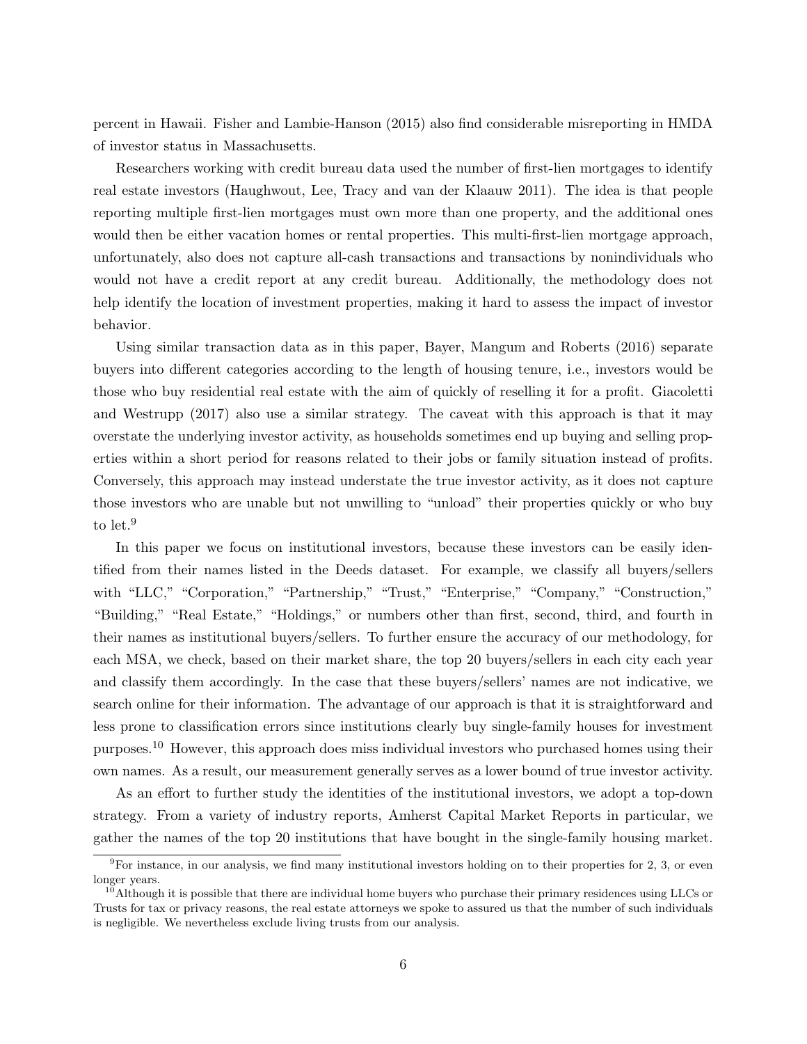percent in Hawaii. Fisher and Lambie-Hanson (2015) also find considerable misreporting in HMDA of investor status in Massachusetts.

Researchers working with credit bureau data used the number of first-lien mortgages to identify real estate investors (Haughwout, Lee, Tracy and van der Klaauw 2011). The idea is that people reporting multiple first-lien mortgages must own more than one property, and the additional ones would then be either vacation homes or rental properties. This multi-first-lien mortgage approach, unfortunately, also does not capture all-cash transactions and transactions by nonindividuals who would not have a credit report at any credit bureau. Additionally, the methodology does not help identify the location of investment properties, making it hard to assess the impact of investor behavior.

Using similar transaction data as in this paper, Bayer, Mangum and Roberts (2016) separate buyers into different categories according to the length of housing tenure, i.e., investors would be those who buy residential real estate with the aim of quickly of reselling it for a profit. Giacoletti and Westrupp (2017) also use a similar strategy. The caveat with this approach is that it may overstate the underlying investor activity, as households sometimes end up buying and selling properties within a short period for reasons related to their jobs or family situation instead of profits. Conversely, this approach may instead understate the true investor activity, as it does not capture those investors who are unable but not unwilling to "unload" their properties quickly or who buy to let.[9]

In this paper we focus on institutional investors, because these investors can be easily identified from their names listed in the Deeds dataset. For example, we classify all buyers/sellers with "LLC," "Corporation," "Partnership," "Trust," "Enterprise," "Company," "Construction," "Building," "Real Estate," "Holdings," or numbers other than first, second, third, and fourth in their names as institutional buyers/sellers. To further ensure the accuracy of our methodology, for each MSA, we check, based on their market share, the top 20 buyers/sellers in each city each year and classify them accordingly. In the case that these buyers/sellers' names are not indicative, we search online for their information. The advantage of our approach is that it is straightforward and less prone to classification errors since institutions clearly buy single-family houses for investment purposes.[10] However, this approach does miss individual investors who purchased homes using their own names. As a result, our measurement generally serves as a lower bound of true investor activity.

As an effort to further study the identities of the institutional investors, we adopt a top-down strategy. From a variety of industry reports, Amherst Capital Market Reports in particular, we gather the names of the top 20 institutions that have bought in the single-family housing market.

[9] For instance, in our analysis, we find many institutional investors holding on to their properties for 2, 3, or even longer years.

[10] Although it is possible that there are individual home buyers who purchase their primary residences using LLCs or Trusts for tax or privacy reasons, the real estate attorneys we spoke to assured us that the number of such individuals is negligible. We nevertheless exclude living trusts from our analysis.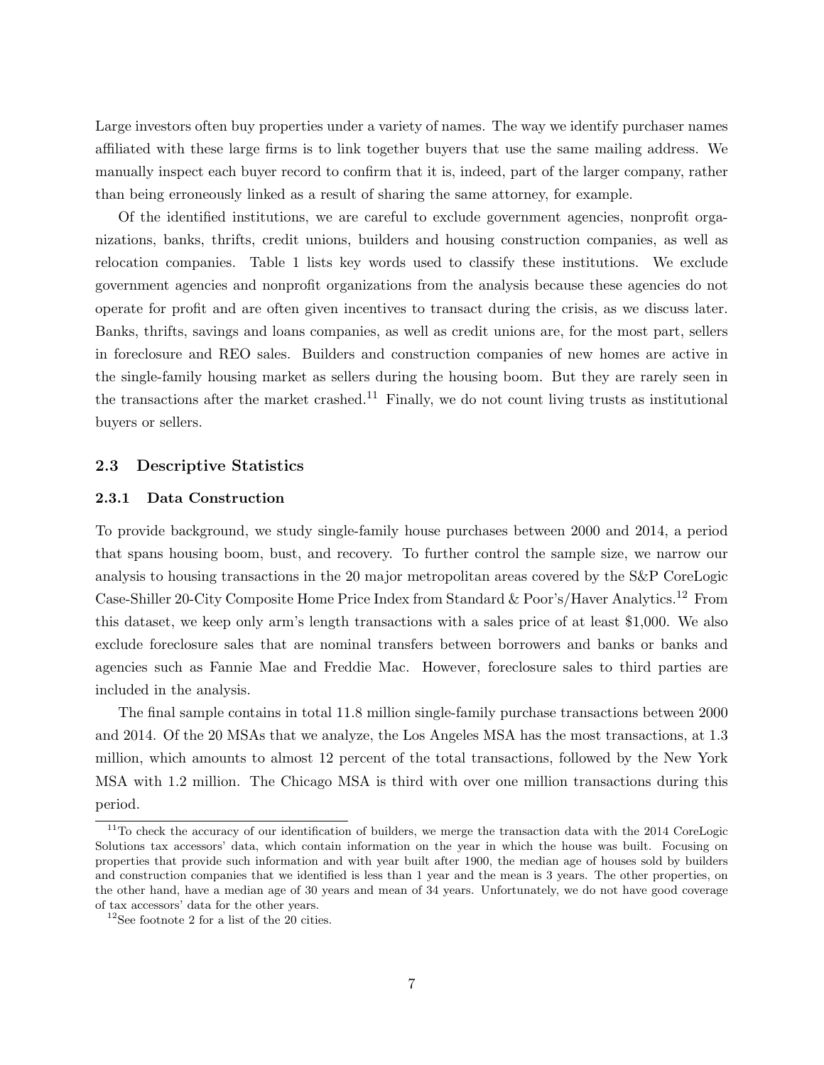Large investors often buy properties under a variety of names. The way we identify purchaser names affiliated with these large firms is to link together buyers that use the same mailing address. We manually inspect each buyer record to confirm that it is, indeed, part of the larger company, rather than being erroneously linked as a result of sharing the same attorney, for example.

Of the identified institutions, we are careful to exclude government agencies, nonprofit organizations, banks, thrifts, credit unions, builders and housing construction companies, as well as relocation companies. Table 1 lists key words used to classify these institutions. We exclude government agencies and nonprofit organizations from the analysis because these agencies do not operate for profit and are often given incentives to transact during the crisis, as we discuss later. Banks, thrifts, savings and loans companies, as well as credit unions are, for the most part, sellers in foreclosure and REO sales. Builders and construction companies of new homes are active in the single-family housing market as sellers during the housing boom. But they are rarely seen in the transactions after the market crashed.[11] Finally, we do not count living trusts as institutional buyers or sellers.

### 2.3 Descriptive Statistics

#### 2.3.1 Data Construction

To provide background, we study single-family house purchases between 2000 and 2014, a period that spans housing boom, bust, and recovery. To further control the sample size, we narrow our analysis to housing transactions in the 20 major metropolitan areas covered by the S&P CoreLogic Case-Shiller 20-City Composite Home Price Index from Standard & Poor's/Haver Analytics.[12] From this dataset, we keep only arm's length transactions with a sales price of at least $1,000. We also exclude foreclosure sales that are nominal transfers between borrowers and banks or banks and agencies such as Fannie Mae and Freddie Mac. However, foreclosure sales to third parties are included in the analysis.

The final sample contains in total 11.8 million single-family purchase transactions between 2000 and 2014. Of the 20 MSAs that we analyze, the Los Angeles MSA has the most transactions, at 1.3 million, which amounts to almost 12 percent of the total transactions, followed by the New York MSA with 1.2 million. The Chicago MSA is third with over one million transactions during this period.

[11] To check the accuracy of our identification of builders, we merge the transaction data with the 2014 CoreLogic Solutions tax accessors' data, which contain information on the year in which the house was built. Focusing on properties that provide such information and with year built after 1900, the median age of houses sold by builders and construction companies that we identified is less than 1 year and the mean is 3 years. The other properties, on the other hand, have a median age of 30 years and mean of 34 years. Unfortunately, we do not have good coverage of tax accessors' data for the other years.

[12] See footnote 2 for a list of the 20 cities.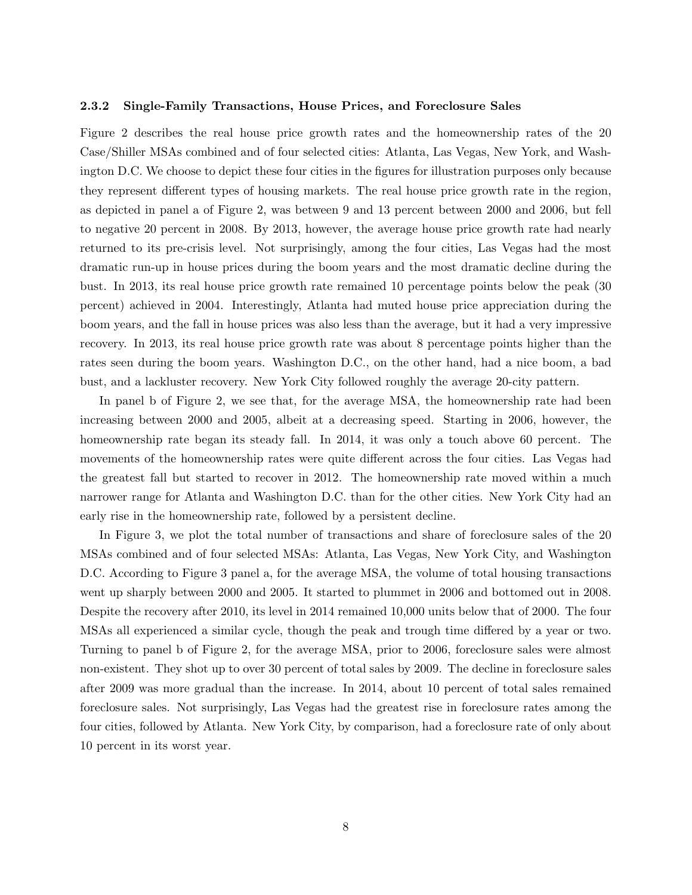### 2.3.2 Single-Family Transactions, House Prices, and Foreclosure Sales

Figure 2 describes the real house price growth rates and the homeownership rates of the 20 Case/Shiller MSAs combined and of four selected cities: Atlanta, Las Vegas, New York, and Washington D.C. We choose to depict these four cities in the figures for illustration purposes only because they represent different types of housing markets. The real house price growth rate in the region, as depicted in panel a of Figure 2, was between 9 and 13 percent between 2000 and 2006, but fell to negative 20 percent in 2008. By 2013, however, the average house price growth rate had nearly returned to its pre-crisis level. Not surprisingly, among the four cities, Las Vegas had the most dramatic run-up in house prices during the boom years and the most dramatic decline during the bust. In 2013, its real house price growth rate remained 10 percentage points below the peak (30 percent) achieved in 2004. Interestingly, Atlanta had muted house price appreciation during the boom years, and the fall in house prices was also less than the average, but it had a very impressive recovery. In 2013, its real house price growth rate was about 8 percentage points higher than the rates seen during the boom years. Washington D.C., on the other hand, had a nice boom, a bad bust, and a lackluster recovery. New York City followed roughly the average 20-city pattern.

In panel b of Figure 2, we see that, for the average MSA, the homeownership rate had been increasing between 2000 and 2005, albeit at a decreasing speed. Starting in 2006, however, the homeownership rate began its steady fall. In 2014, it was only a touch above 60 percent. The movements of the homeownership rates were quite different across the four cities. Las Vegas had the greatest fall but started to recover in 2012. The homeownership rate moved within a much narrower range for Atlanta and Washington D.C. than for the other cities. New York City had an early rise in the homeownership rate, followed by a persistent decline.

In Figure 3, we plot the total number of transactions and share of foreclosure sales of the 20 MSAs combined and of four selected MSAs: Atlanta, Las Vegas, New York City, and Washington D.C. According to Figure 3 panel a, for the average MSA, the volume of total housing transactions went up sharply between 2000 and 2005. It started to plummet in 2006 and bottomed out in 2008. Despite the recovery after 2010, its level in 2014 remained 10,000 units below that of 2000. The four MSAs all experienced a similar cycle, though the peak and trough time differed by a year or two. Turning to panel b of Figure 2, for the average MSA, prior to 2006, foreclosure sales were almost non-existent. They shot up to over 30 percent of total sales by 2009. The decline in foreclosure sales after 2009 was more gradual than the increase. In 2014, about 10 percent of total sales remained foreclosure sales. Not surprisingly, Las Vegas had the greatest rise in foreclosure rates among the four cities, followed by Atlanta. New York City, by comparison, had a foreclosure rate of only about 10 percent in its worst year.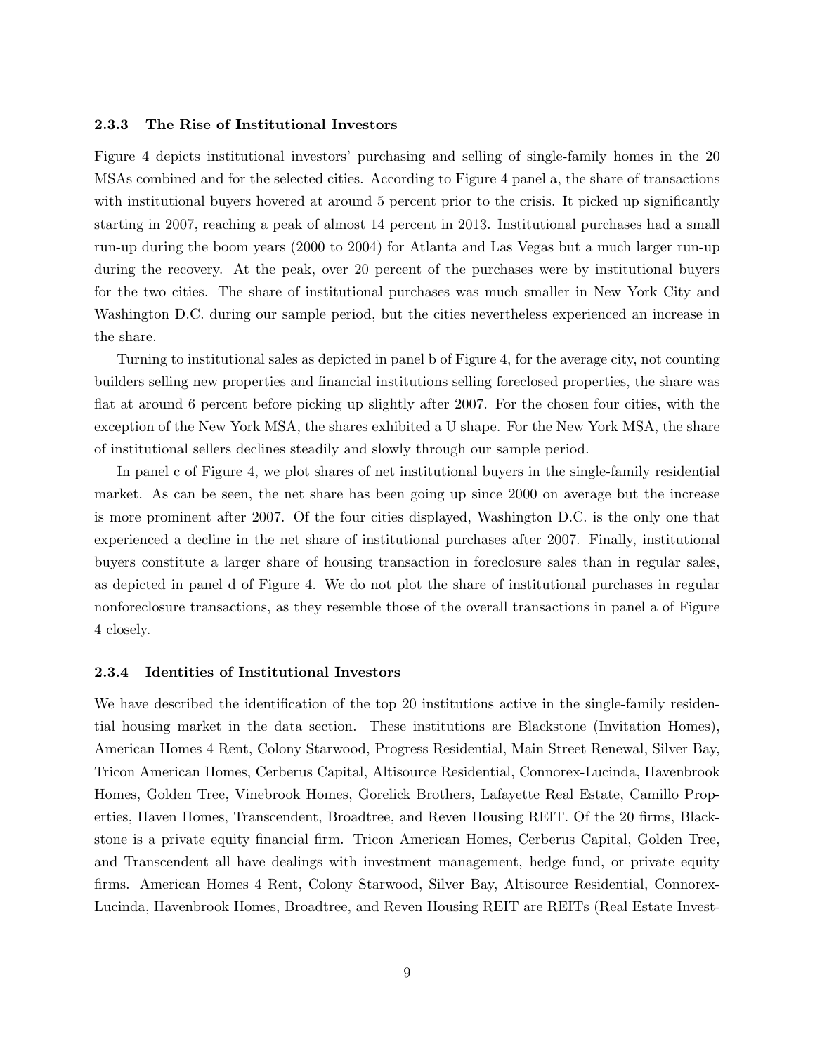### 2.3.3 The Rise of Institutional Investors

Figure 4 depicts institutional investors' purchasing and selling of single-family homes in the 20 MSAs combined and for the selected cities. According to Figure 4 panel a, the share of transactions with institutional buyers hovered at around 5 percent prior to the crisis. It picked up significantly starting in 2007, reaching a peak of almost 14 percent in 2013. Institutional purchases had a small run-up during the boom years (2000 to 2004) for Atlanta and Las Vegas but a much larger run-up during the recovery. At the peak, over 20 percent of the purchases were by institutional buyers for the two cities. The share of institutional purchases was much smaller in New York City and Washington D.C. during our sample period, but the cities nevertheless experienced an increase in the share.

Turning to institutional sales as depicted in panel b of Figure 4, for the average city, not counting builders selling new properties and financial institutions selling foreclosed properties, the share was flat at around 6 percent before picking up slightly after 2007. For the chosen four cities, with the exception of the New York MSA, the shares exhibited a U shape. For the New York MSA, the share of institutional sellers declines steadily and slowly through our sample period.

In panel c of Figure 4, we plot shares of net institutional buyers in the single-family residential market. As can be seen, the net share has been going up since 2000 on average but the increase is more prominent after 2007. Of the four cities displayed, Washington D.C. is the only one that experienced a decline in the net share of institutional purchases after 2007. Finally, institutional buyers constitute a larger share of housing transaction in foreclosure sales than in regular sales, as depicted in panel d of Figure 4. We do not plot the share of institutional purchases in regular nonforeclosure transactions, as they resemble those of the overall transactions in panel a of Figure 4 closely.

### 2.3.4 Identities of Institutional Investors

We have described the identification of the top 20 institutions active in the single-family residential housing market in the data section. These institutions are Blackstone (Invitation Homes), American Homes 4 Rent, Colony Starwood, Progress Residential, Main Street Renewal, Silver Bay, Tricon American Homes, Cerberus Capital, Altisource Residential, Connorex-Lucinda, Havenbrook Homes, Golden Tree, Vinebrook Homes, Gorelick Brothers, Lafayette Real Estate, Camillo Properties, Haven Homes, Transcendent, Broadtree, and Reven Housing REIT. Of the 20 firms, Blackstone is a private equity financial firm. Tricon American Homes, Cerberus Capital, Golden Tree, and Transcendent all have dealings with investment management, hedge fund, or private equity firms. American Homes 4 Rent, Colony Starwood, Silver Bay, Altisource Residential, Connorex-Lucinda, Havenbrook Homes, Broadtree, and Reven Housing REIT are REITs (Real Estate Invest-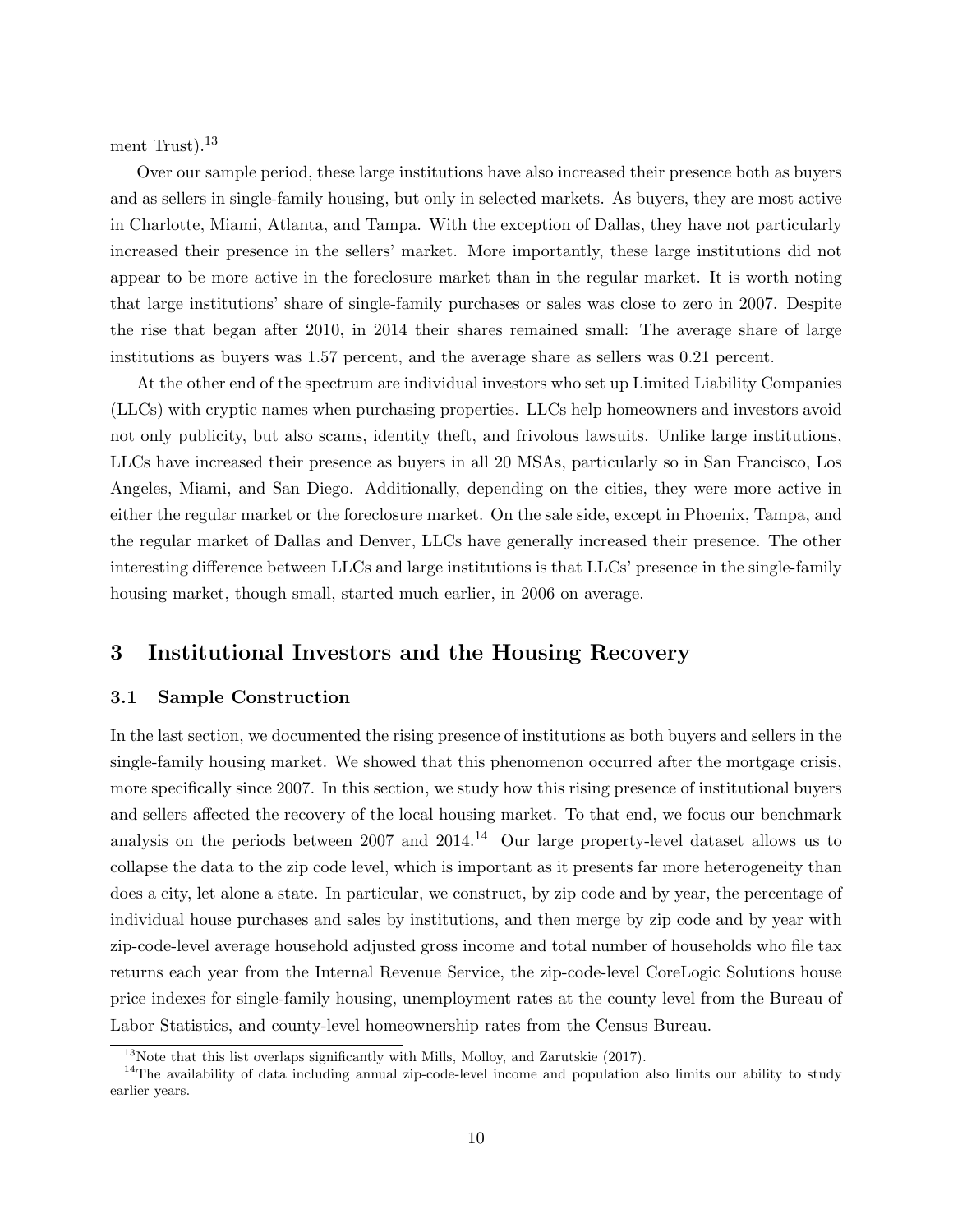ment Trust).[13]

Over our sample period, these large institutions have also increased their presence both as buyers and as sellers in single-family housing, but only in selected markets. As buyers, they are most active in Charlotte, Miami, Atlanta, and Tampa. With the exception of Dallas, they have not particularly increased their presence in the sellers' market. More importantly, these large institutions did not appear to be more active in the foreclosure market than in the regular market. It is worth noting that large institutions' share of single-family purchases or sales was close to zero in 2007. Despite the rise that began after 2010, in 2014 their shares remained small: The average share of large institutions as buyers was 1.57 percent, and the average share as sellers was 0.21 percent.

At the other end of the spectrum are individual investors who set up Limited Liability Companies (LLCs) with cryptic names when purchasing properties. LLCs help homeowners and investors avoid not only publicity, but also scams, identity theft, and frivolous lawsuits. Unlike large institutions, LLCs have increased their presence as buyers in all 20 MSAs, particularly so in San Francisco, Los Angeles, Miami, and San Diego. Additionally, depending on the cities, they were more active in either the regular market or the foreclosure market. On the sale side, except in Phoenix, Tampa, and the regular market of Dallas and Denver, LLCs have generally increased their presence. The other interesting difference between LLCs and large institutions is that LLCs' presence in the single-family housing market, though small, started much earlier, in 2006 on average.

# 3 Institutional Investors and the Housing Recovery

## 3.1 Sample Construction

In the last section, we documented the rising presence of institutions as both buyers and sellers in the single-family housing market. We showed that this phenomenon occurred after the mortgage crisis, more specifically since 2007. In this section, we study how this rising presence of institutional buyers and sellers affected the recovery of the local housing market. To that end, we focus our benchmark analysis on the periods between 2007 and 2014.[14] Our large property-level dataset allows us to collapse the data to the zip code level, which is important as it presents far more heterogeneity than does a city, let alone a state. In particular, we construct, by zip code and by year, the percentage of individual house purchases and sales by institutions, and then merge by zip code and by year with zip-code-level average household adjusted gross income and total number of households who file tax returns each year from the Internal Revenue Service, the zip-code-level CoreLogic Solutions house price indexes for single-family housing, unemployment rates at the county level from the Bureau of Labor Statistics, and county-level homeownership rates from the Census Bureau.

[13] Note that this list overlaps significantly with Mills, Molloy, and Zarutskie (2017).

[14] The availability of data including annual zip-code-level income and population also limits our ability to study earlier years.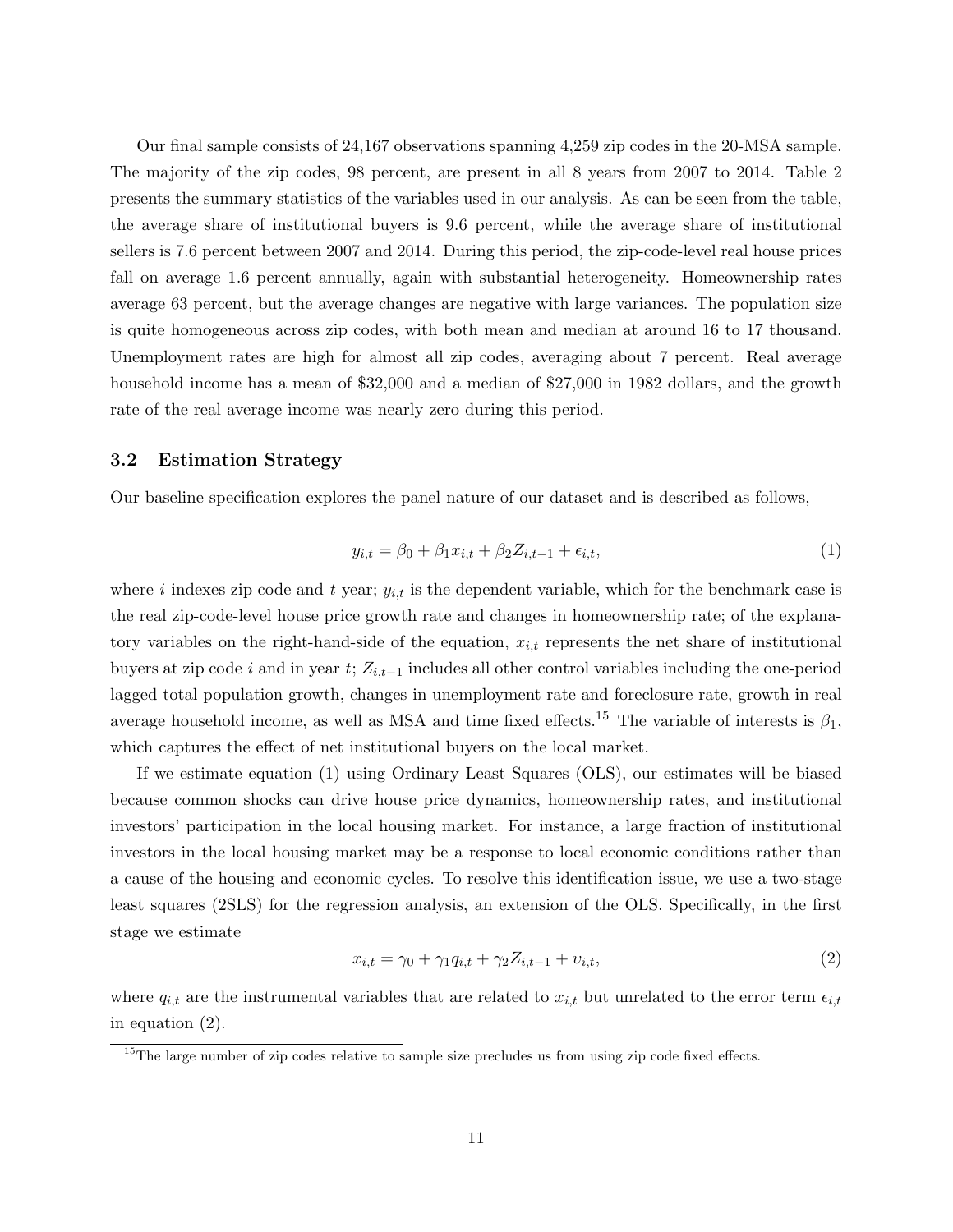Our final sample consists of 24,167 observations spanning 4,259 zip codes in the 20-MSA sample. The majority of the zip codes, 98 percent, are present in all 8 years from 2007 to 2014. Table 2 presents the summary statistics of the variables used in our analysis. As can be seen from the table, the average share of institutional buyers is 9.6 percent, while the average share of institutional sellers is 7.6 percent between 2007 and 2014. During this period, the zip-code-level real house prices fall on average 1.6 percent annually, again with substantial heterogeneity. Homeownership rates average 63 percent, but the average changes are negative with large variances. The population size is quite homogeneous across zip codes, with both mean and median at around 16 to 17 thousand. Unemployment rates are high for almost all zip codes, averaging about 7 percent. Real average household income has a mean of \$32,000 and a median of \$27,000 in 1982 dollars, and the growth rate of the real average income was nearly zero during this period.

### 3.2 Estimation Strategy

Our baseline specification explores the panel nature of our dataset and is described as follows,

$$y_{i,t} = \beta_0 + \beta_1 x_{i,t} + \beta_2 Z_{i,t-1} + \epsilon_{i,t}, \tag{1}$$

where $i$ indexes zip code and $t$ year; $y_{i,t}$ is the dependent variable, which for the benchmark case is the real zip-code-level house price growth rate and changes in homeownership rate; of the explanatory variables on the right-hand-side of the equation, $x_{i,t}$ represents the net share of institutional buyers at zip code $i$ and in year $t$; $Z_{i,t-1}$ includes all other control variables including the one-period lagged total population growth, changes in unemployment rate and foreclosure rate, growth in real average household income, as well as MSA and time fixed effects.[15] The variable of interests is $\beta_1$, which captures the effect of net institutional buyers on the local market.

If we estimate equation (1) using Ordinary Least Squares (OLS), our estimates will be biased because common shocks can drive house price dynamics, homeownership rates, and institutional investors' participation in the local housing market. For instance, a large fraction of institutional investors in the local housing market may be a response to local economic conditions rather than a cause of the housing and economic cycles. To resolve this identification issue, we use a two-stage least squares (2SLS) for the regression analysis, an extension of the OLS. Specifically, in the first stage we estimate

$$x_{i,t} = \gamma_0 + \gamma_1 q_{i,t} + \gamma_2 Z_{i,t-1} + \upsilon_{i,t}, \tag{2}$$

where $q_{i,t}$ are the instrumental variables that are related to $x_{i,t}$ but unrelated to the error term $\epsilon_{i,t}$ in equation (2).

[15] The large number of zip codes relative to sample size precludes us from using zip code fixed effects.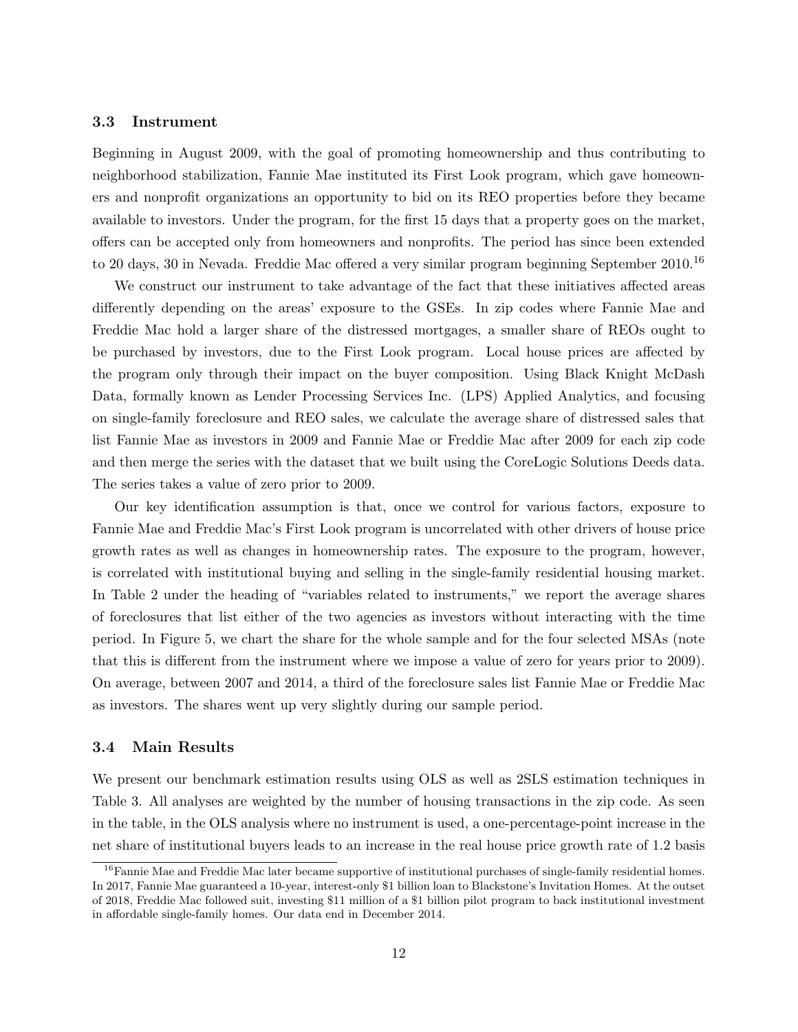### 3.3 Instrument

Beginning in August 2009, with the goal of promoting homeownership and thus contributing to neighborhood stabilization, Fannie Mae instituted its First Look program, which gave homeowners and nonprofit organizations an opportunity to bid on its REO properties before they became available to investors. Under the program, for the first 15 days that a property goes on the market, offers can be accepted only from homeowners and nonprofits. The period has since been extended to 20 days, 30 in Nevada. Freddie Mac offered a very similar program beginning September 2010.[16]

We construct our instrument to take advantage of the fact that these initiatives affected areas differently depending on the areas' exposure to the GSEs. In zip codes where Fannie Mae and Freddie Mac hold a larger share of the distressed mortgages, a smaller share of REOs ought to be purchased by investors, due to the First Look program. Local house prices are affected by the program only through their impact on the buyer composition. Using Black Knight McDash Data, formally known as Lender Processing Services Inc. (LPS) Applied Analytics, and focusing on single-family foreclosure and REO sales, we calculate the average share of distressed sales that list Fannie Mae as investors in 2009 and Fannie Mae or Freddie Mac after 2009 for each zip code and then merge the series with the dataset that we built using the CoreLogic Solutions Deeds data. The series takes a value of zero prior to 2009.

Our key identification assumption is that, once we control for various factors, exposure to Fannie Mae and Freddie Mac's First Look program is uncorrelated with other drivers of house price growth rates as well as changes in homeownership rates. The exposure to the program, however, is correlated with institutional buying and selling in the single-family residential housing market. In Table 2 under the heading of "variables related to instruments," we report the average shares of foreclosures that list either of the two agencies as investors without interacting with the time period. In Figure 5, we chart the share for the whole sample and for the four selected MSAs (note that this is different from the instrument where we impose a value of zero for years prior to 2009). On average, between 2007 and 2014, a third of the foreclosure sales list Fannie Mae or Freddie Mac as investors. The shares went up very slightly during our sample period.

### 3.4 Main Results

We present our benchmark estimation results using OLS as well as 2SLS estimation techniques in Table 3. All analyses are weighted by the number of housing transactions in the zip code. As seen in the table, in the OLS analysis where no instrument is used, a one-percentage-point increase in the net share of institutional buyers leads to an increase in the real house price growth rate of 1.2 basis

[16] Fannie Mae and Freddie Mac later became supportive of institutional purchases of single-family residential homes. In 2017, Fannie Mae guaranteed a 10-year, interest-only $1 billion loan to Blackstone's Invitation Homes. At the outset of 2018, Freddie Mac followed suit, investing $11 million of a $1 billion pilot program to back institutional investment in affordable single-family homes. Our data end in December 2014.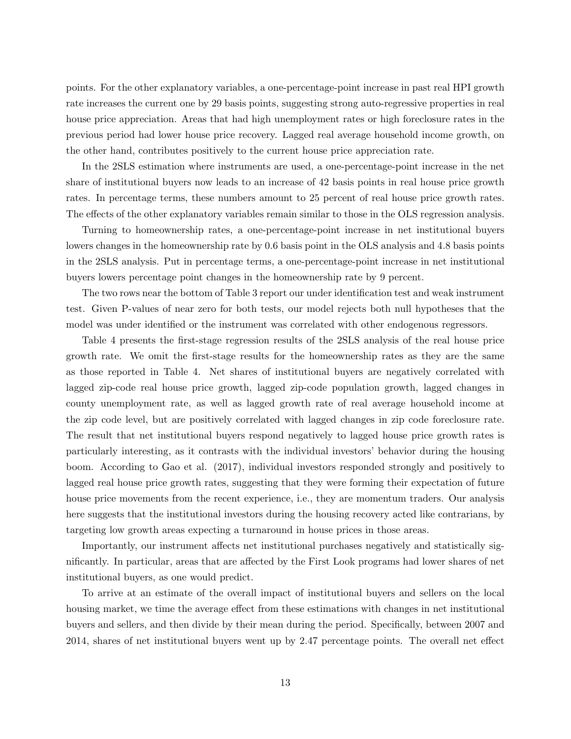points. For the other explanatory variables, a one-percentage-point increase in past real HPI growth rate increases the current one by 29 basis points, suggesting strong auto-regressive properties in real house price appreciation. Areas that had high unemployment rates or high foreclosure rates in the previous period had lower house price recovery. Lagged real average household income growth, on the other hand, contributes positively to the current house price appreciation rate.

In the 2SLS estimation where instruments are used, a one-percentage-point increase in the net share of institutional buyers now leads to an increase of 42 basis points in real house price growth rates. In percentage terms, these numbers amount to 25 percent of real house price growth rates. The effects of the other explanatory variables remain similar to those in the OLS regression analysis.

Turning to homeownership rates, a one-percentage-point increase in net institutional buyers lowers changes in the homeownership rate by 0.6 basis point in the OLS analysis and 4.8 basis points in the 2SLS analysis. Put in percentage terms, a one-percentage-point increase in net institutional buyers lowers percentage point changes in the homeownership rate by 9 percent.

The two rows near the bottom of Table 3 report our under identification test and weak instrument test. Given P-values of near zero for both tests, our model rejects both null hypotheses that the model was under identified or the instrument was correlated with other endogenous regressors.

Table 4 presents the first-stage regression results of the 2SLS analysis of the real house price growth rate. We omit the first-stage results for the homeownership rates as they are the same as those reported in Table 4. Net shares of institutional buyers are negatively correlated with lagged zip-code real house price growth, lagged zip-code population growth, lagged changes in county unemployment rate, as well as lagged growth rate of real average household income at the zip code level, but are positively correlated with lagged changes in zip code foreclosure rate. The result that net institutional buyers respond negatively to lagged house price growth rates is particularly interesting, as it contrasts with the individual investors' behavior during the housing boom. According to Gao et al. (2017), individual investors responded strongly and positively to lagged real house price growth rates, suggesting that they were forming their expectation of future house price movements from the recent experience, i.e., they are momentum traders. Our analysis here suggests that the institutional investors during the housing recovery acted like contrarians, by targeting low growth areas expecting a turnaround in house prices in those areas.

Importantly, our instrument affects net institutional purchases negatively and statistically significantly. In particular, areas that are affected by the First Look programs had lower shares of net institutional buyers, as one would predict.

To arrive at an estimate of the overall impact of institutional buyers and sellers on the local housing market, we time the average effect from these estimations with changes in net institutional buyers and sellers, and then divide by their mean during the period. Specifically, between 2007 and 2014, shares of net institutional buyers went up by 2.47 percentage points. The overall net effect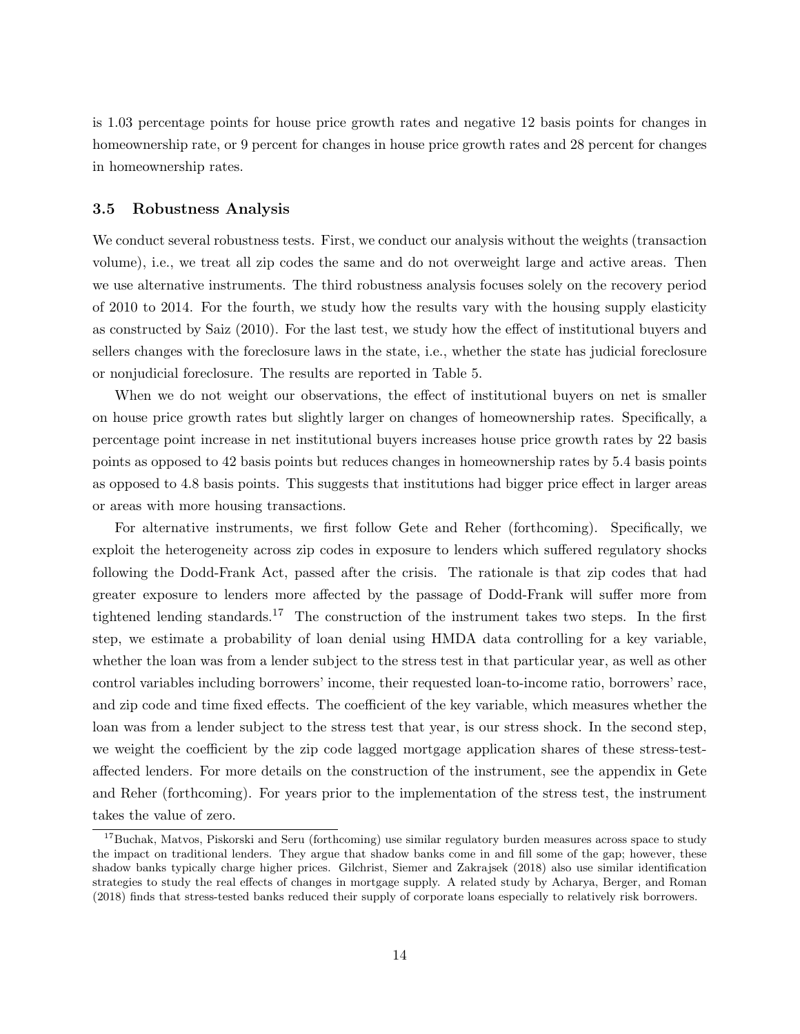is 1.03 percentage points for house price growth rates and negative 12 basis points for changes in homeownership rate, or 9 percent for changes in house price growth rates and 28 percent for changes in homeownership rates.

### 3.5 Robustness Analysis

We conduct several robustness tests. First, we conduct our analysis without the weights (transaction volume), i.e., we treat all zip codes the same and do not overweight large and active areas. Then we use alternative instruments. The third robustness analysis focuses solely on the recovery period of 2010 to 2014. For the fourth, we study how the results vary with the housing supply elasticity as constructed by Saiz (2010). For the last test, we study how the effect of institutional buyers and sellers changes with the foreclosure laws in the state, i.e., whether the state has judicial foreclosure or nonjudicial foreclosure. The results are reported in Table 5.

When we do not weight our observations, the effect of institutional buyers on net is smaller on house price growth rates but slightly larger on changes of homeownership rates. Specifically, a percentage point increase in net institutional buyers increases house price growth rates by 22 basis points as opposed to 42 basis points but reduces changes in homeownership rates by 5.4 basis points as opposed to 4.8 basis points. This suggests that institutions had bigger price effect in larger areas or areas with more housing transactions.

For alternative instruments, we first follow Gete and Reher (forthcoming). Specifically, we exploit the heterogeneity across zip codes in exposure to lenders which suffered regulatory shocks following the Dodd-Frank Act, passed after the crisis. The rationale is that zip codes that had greater exposure to lenders more affected by the passage of Dodd-Frank will suffer more from tightened lending standards.[17] The construction of the instrument takes two steps. In the first step, we estimate a probability of loan denial using HMDA data controlling for a key variable, whether the loan was from a lender subject to the stress test in that particular year, as well as other control variables including borrowers' income, their requested loan-to-income ratio, borrowers' race, and zip code and time fixed effects. The coefficient of the key variable, which measures whether the loan was from a lender subject to the stress test that year, is our stress shock. In the second step, we weight the coefficient by the zip code lagged mortgage application shares of these stress-test-affected lenders. For more details on the construction of the instrument, see the appendix in Gete and Reher (forthcoming). For years prior to the implementation of the stress test, the instrument takes the value of zero.

[17] Buchak, Matvos, Piskorski and Seru (forthcoming) use similar regulatory burden measures across space to study the impact on traditional lenders. They argue that shadow banks come in and fill some of the gap; however, these shadow banks typically charge higher prices. Gilchrist, Siemer and Zakrajsek (2018) also use similar identification strategies to study the real effects of changes in mortgage supply. A related study by Acharya, Berger, and Roman (2018) finds that stress-tested banks reduced their supply of corporate loans especially to relatively risk borrowers.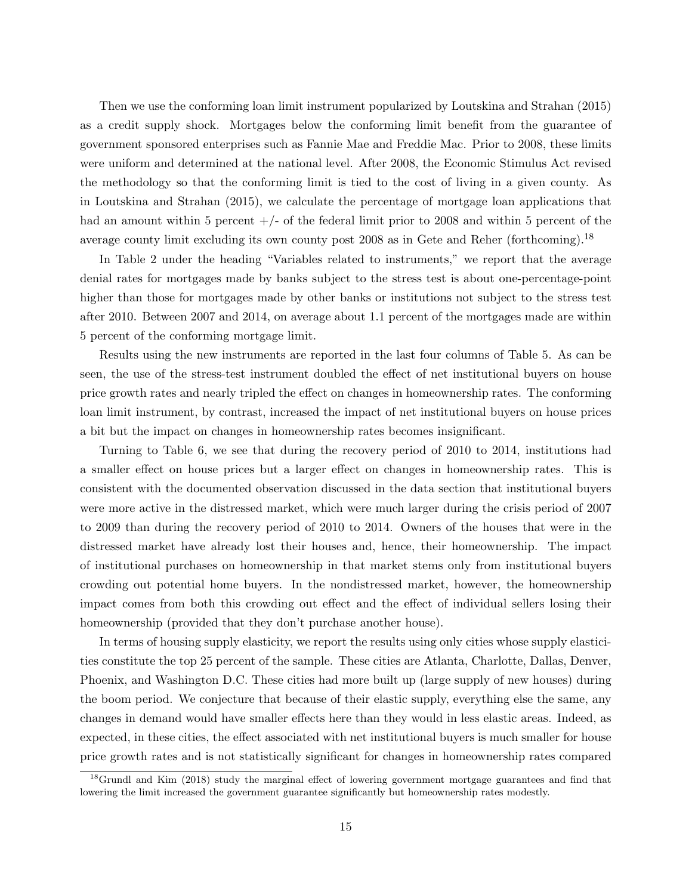Then we use the conforming loan limit instrument popularized by Loutskina and Strahan (2015) as a credit supply shock. Mortgages below the conforming limit benefit from the guarantee of government sponsored enterprises such as Fannie Mae and Freddie Mac. Prior to 2008, these limits were uniform and determined at the national level. After 2008, the Economic Stimulus Act revised the methodology so that the conforming limit is tied to the cost of living in a given county. As in Loutskina and Strahan (2015), we calculate the percentage of mortgage loan applications that had an amount within 5 percent +/- of the federal limit prior to 2008 and within 5 percent of the average county limit excluding its own county post 2008 as in Gete and Reher (forthcoming).[18]

In Table 2 under the heading "Variables related to instruments," we report that the average denial rates for mortgages made by banks subject to the stress test is about one-percentage-point higher than those for mortgages made by other banks or institutions not subject to the stress test after 2010. Between 2007 and 2014, on average about 1.1 percent of the mortgages made are within 5 percent of the conforming mortgage limit.

Results using the new instruments are reported in the last four columns of Table 5. As can be seen, the use of the stress-test instrument doubled the effect of net institutional buyers on house price growth rates and nearly tripled the effect on changes in homeownership rates. The conforming loan limit instrument, by contrast, increased the impact of net institutional buyers on house prices a bit but the impact on changes in homeownership rates becomes insignificant.

Turning to Table 6, we see that during the recovery period of 2010 to 2014, institutions had a smaller effect on house prices but a larger effect on changes in homeownership rates. This is consistent with the documented observation discussed in the data section that institutional buyers were more active in the distressed market, which were much larger during the crisis period of 2007 to 2009 than during the recovery period of 2010 to 2014. Owners of the houses that were in the distressed market have already lost their houses and, hence, their homeownership. The impact of institutional purchases on homeownership in that market stems only from institutional buyers crowding out potential home buyers. In the nondistressed market, however, the homeownership impact comes from both this crowding out effect and the effect of individual sellers losing their homeownership (provided that they don't purchase another house).

In terms of housing supply elasticity, we report the results using only cities whose supply elasticities constitute the top 25 percent of the sample. These cities are Atlanta, Charlotte, Dallas, Denver, Phoenix, and Washington D.C. These cities had more built up (large supply of new houses) during the boom period. We conjecture that because of their elastic supply, everything else the same, any changes in demand would have smaller effects here than they would in less elastic areas. Indeed, as expected, in these cities, the effect associated with net institutional buyers is much smaller for house price growth rates and is not statistically significant for changes in homeownership rates compared

[18] Grundl and Kim (2018) study the marginal effect of lowering government mortgage guarantees and find that lowering the limit increased the government guarantee significantly but homeownership rates modestly.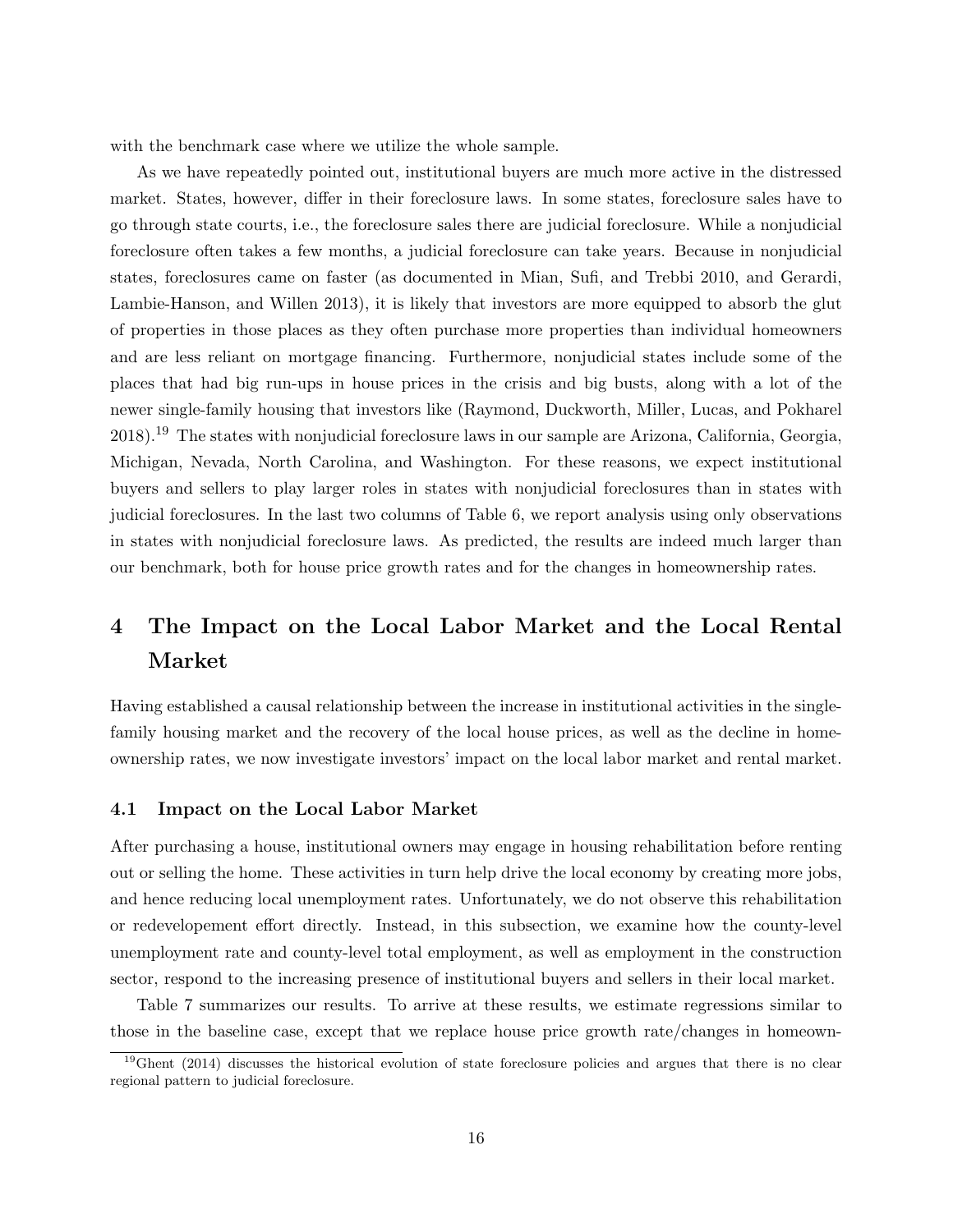with the benchmark case where we utilize the whole sample.

As we have repeatedly pointed out, institutional buyers are much more active in the distressed market. States, however, differ in their foreclosure laws. In some states, foreclosure sales have to go through state courts, i.e., the foreclosure sales there are judicial foreclosure. While a nonjudicial foreclosure often takes a few months, a judicial foreclosure can take years. Because in nonjudicial states, foreclosures came on faster (as documented in Mian, Sufi, and Trebbi 2010, and Gerardi, Lambie-Hanson, and Willen 2013), it is likely that investors are more equipped to absorb the glut of properties in those places as they often purchase more properties than individual homeowners and are less reliant on mortgage financing. Furthermore, nonjudicial states include some of the places that had big run-ups in house prices in the crisis and big busts, along with a lot of the newer single-family housing that investors like (Raymond, Duckworth, Miller, Lucas, and Pokharel 2018).[19] The states with nonjudicial foreclosure laws in our sample are Arizona, California, Georgia, Michigan, Nevada, North Carolina, and Washington. For these reasons, we expect institutional buyers and sellers to play larger roles in states with nonjudicial foreclosures than in states with judicial foreclosures. In the last two columns of Table 6, we report analysis using only observations in states with nonjudicial foreclosure laws. As predicted, the results are indeed much larger than our benchmark, both for house price growth rates and for the changes in homeownership rates.

# 4 The Impact on the Local Labor Market and the Local Rental Market

Having established a causal relationship between the increase in institutional activities in the single-family housing market and the recovery of the local house prices, as well as the decline in homeownership rates, we now investigate investors' impact on the local labor market and rental market.

## 4.1 Impact on the Local Labor Market

After purchasing a house, institutional owners may engage in housing rehabilitation before renting out or selling the home. These activities in turn help drive the local economy by creating more jobs, and hence reducing local unemployment rates. Unfortunately, we do not observe this rehabilitation or redevelopement effort directly. Instead, in this subsection, we examine how the county-level unemployment rate and county-level total employment, as well as employment in the construction sector, respond to the increasing presence of institutional buyers and sellers in their local market.

Table 7 summarizes our results. To arrive at these results, we estimate regressions similar to those in the baseline case, except that we replace house price growth rate/changes in homeown-

[19] Ghent (2014) discusses the historical evolution of state foreclosure policies and argues that there is no clear regional pattern to judicial foreclosure.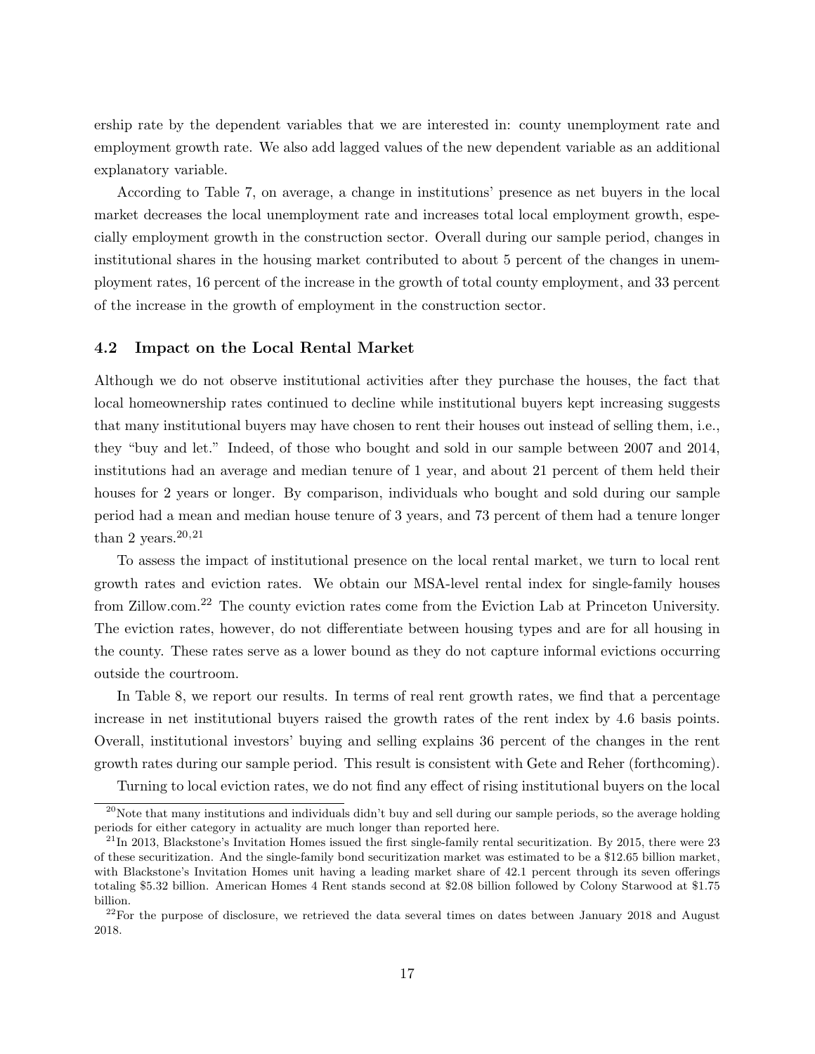ership rate by the dependent variables that we are interested in: county unemployment rate and employment growth rate. We also add lagged values of the new dependent variable as an additional explanatory variable.

According to Table 7, on average, a change in institutions' presence as net buyers in the local market decreases the local unemployment rate and increases total local employment growth, especially employment growth in the construction sector. Overall during our sample period, changes in institutional shares in the housing market contributed to about 5 percent of the changes in unemployment rates, 16 percent of the increase in the growth of total county employment, and 33 percent of the increase in the growth of employment in the construction sector.

### 4.2 Impact on the Local Rental Market

Although we do not observe institutional activities after they purchase the houses, the fact that local homeownership rates continued to decline while institutional buyers kept increasing suggests that many institutional buyers may have chosen to rent their houses out instead of selling them, i.e., they "buy and let." Indeed, of those who bought and sold in our sample between 2007 and 2014, institutions had an average and median tenure of 1 year, and about 21 percent of them held their houses for 2 years or longer. By comparison, individuals who bought and sold during our sample period had a mean and median house tenure of 3 years, and 73 percent of them had a tenure longer than 2 years.[20,21]

To assess the impact of institutional presence on the local rental market, we turn to local rent growth rates and eviction rates. We obtain our MSA-level rental index for single-family houses from Zillow.com.[22] The county eviction rates come from the Eviction Lab at Princeton University. The eviction rates, however, do not differentiate between housing types and are for all housing in the county. These rates serve as a lower bound as they do not capture informal evictions occurring outside the courtroom.

In Table 8, we report our results. In terms of real rent growth rates, we find that a percentage increase in net institutional buyers raised the growth rates of the rent index by 4.6 basis points. Overall, institutional investors' buying and selling explains 36 percent of the changes in the rent growth rates during our sample period. This result is consistent with Gete and Reher (forthcoming).

Turning to local eviction rates, we do not find any effect of rising institutional buyers on the local

[20]Note that many institutions and individuals didn't buy and sell during our sample periods, so the average holding periods for either category in actuality are much longer than reported here.

[21]In 2013, Blackstone's Invitation Homes issued the first single-family rental securitization. By 2015, there were 23 of these securitization. And the single-family bond securitization market was estimated to be a $12.65 billion market, with Blackstone's Invitation Homes unit having a leading market share of 42.1 percent through its seven offerings totaling $5.32 billion. American Homes 4 Rent stands second at $2.08 billion followed by Colony Starwood at $1.75 billion.

[22]For the purpose of disclosure, we retrieved the data several times on dates between January 2018 and August 2018.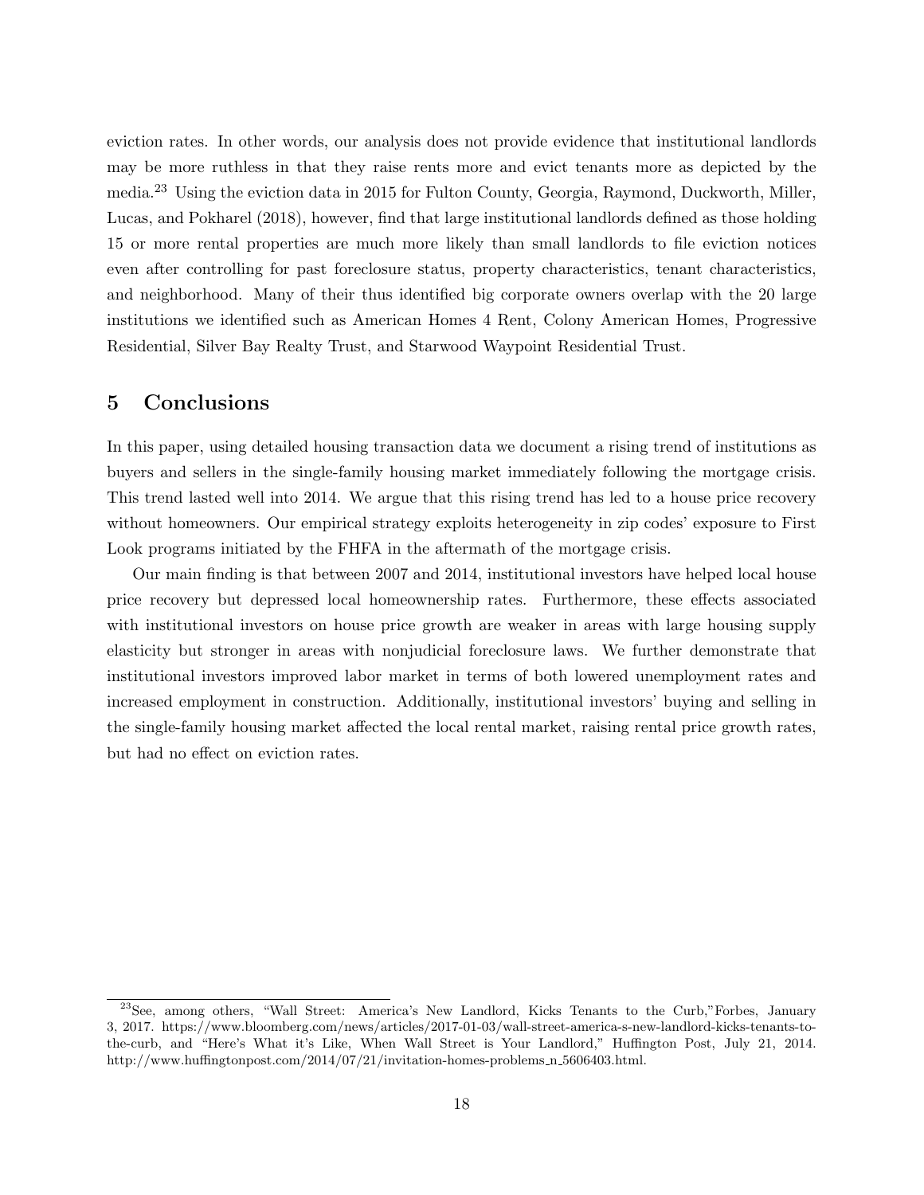eviction rates. In other words, our analysis does not provide evidence that institutional landlords may be more ruthless in that they raise rents more and evict tenants more as depicted by the media.[23] Using the eviction data in 2015 for Fulton County, Georgia, Raymond, Duckworth, Miller, Lucas, and Pokharel (2018), however, find that large institutional landlords defined as those holding 15 or more rental properties are much more likely than small landlords to file eviction notices even after controlling for past foreclosure status, property characteristics, tenant characteristics, and neighborhood. Many of their thus identified big corporate owners overlap with the 20 large institutions we identified such as American Homes 4 Rent, Colony American Homes, Progressive Residential, Silver Bay Realty Trust, and Starwood Waypoint Residential Trust.

# 5 Conclusions

In this paper, using detailed housing transaction data we document a rising trend of institutions as buyers and sellers in the single-family housing market immediately following the mortgage crisis. This trend lasted well into 2014. We argue that this rising trend has led to a house price recovery without homeowners. Our empirical strategy exploits heterogeneity in zip codes' exposure to First Look programs initiated by the FHFA in the aftermath of the mortgage crisis.

Our main finding is that between 2007 and 2014, institutional investors have helped local house price recovery but depressed local homeownership rates. Furthermore, these effects associated with institutional investors on house price growth are weaker in areas with large housing supply elasticity but stronger in areas with nonjudicial foreclosure laws. We further demonstrate that institutional investors improved labor market in terms of both lowered unemployment rates and increased employment in construction. Additionally, institutional investors' buying and selling in the single-family housing market affected the local rental market, raising rental price growth rates, but had no effect on eviction rates.

[23] See, among others, "Wall Street: America's New Landlord, Kicks Tenants to the Curb,"Forbes, January 3, 2017. https://www.bloomberg.com/news/articles/2017-01-03/wall-street-america-s-new-landlord-kicks-tenants-to-the-curb, and "Here's What it's Like, When Wall Street is Your Landlord," Huffington Post, July 21, 2014. http://www.huffingtonpost.com/2014/07/21/invitation-homes-problems_n_5606403.html.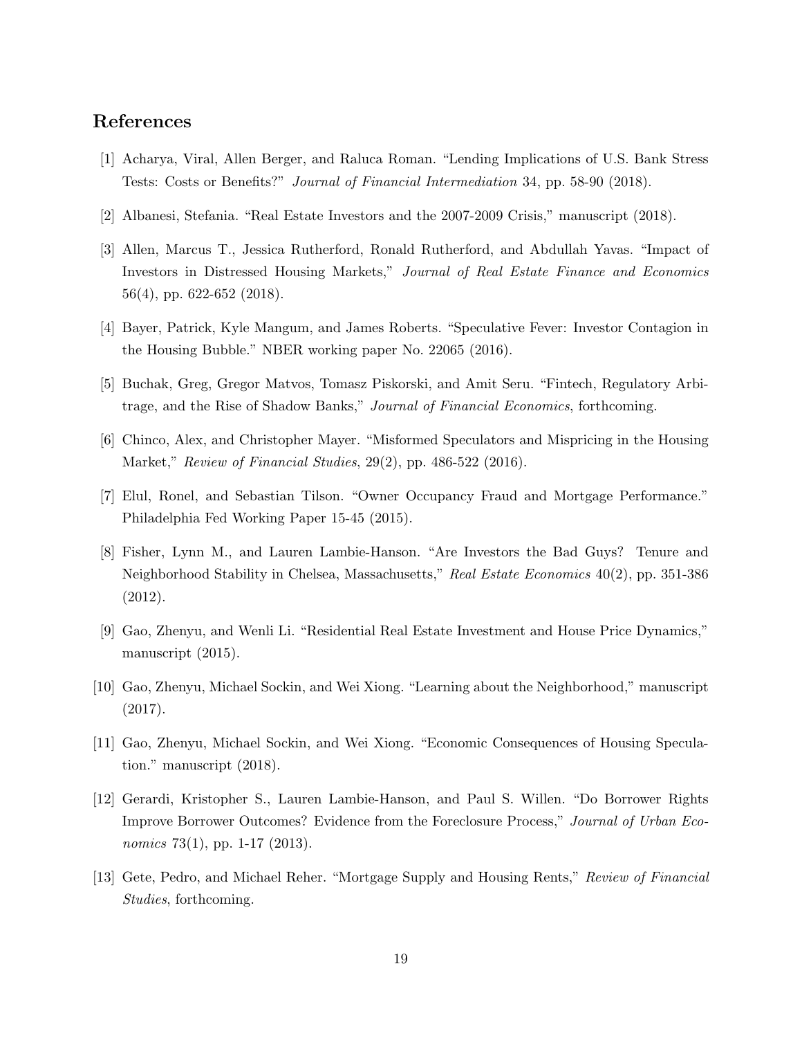## References

[1] Acharya, Viral, Allen Berger, and Raluca Roman. "Lending Implications of U.S. Bank Stress Tests: Costs or Benefits?" *Journal of Financial Intermediation* 34, pp. 58-90 (2018).

[2] Albanesi, Stefania. "Real Estate Investors and the 2007-2009 Crisis," manuscript (2018).

[3] Allen, Marcus T., Jessica Rutherford, Ronald Rutherford, and Abdullah Yavas. "Impact of Investors in Distressed Housing Markets," *Journal of Real Estate Finance and Economics* 56(4), pp. 622-652 (2018).

[4] Bayer, Patrick, Kyle Mangum, and James Roberts. "Speculative Fever: Investor Contagion in the Housing Bubble." NBER working paper No. 22065 (2016).

[5] Buchak, Greg, Gregor Matvos, Tomasz Piskorski, and Amit Seru. "Fintech, Regulatory Arbitrage, and the Rise of Shadow Banks," *Journal of Financial Economics*, forthcoming.

[6] Chinco, Alex, and Christopher Mayer. "Misformed Speculators and Mispricing in the Housing Market," *Review of Financial Studies*, 29(2), pp. 486-522 (2016).

[7] Elul, Ronel, and Sebastian Tilson. "Owner Occupancy Fraud and Mortgage Performance." Philadelphia Fed Working Paper 15-45 (2015).

[8] Fisher, Lynn M., and Lauren Lambie-Hanson. "Are Investors the Bad Guys? Tenure and Neighborhood Stability in Chelsea, Massachusetts," *Real Estate Economics* 40(2), pp. 351-386 (2012).

[9] Gao, Zhenyu, and Wenli Li. "Residential Real Estate Investment and House Price Dynamics," manuscript (2015).

[10] Gao, Zhenyu, Michael Sockin, and Wei Xiong. "Learning about the Neighborhood," manuscript (2017).

[11] Gao, Zhenyu, Michael Sockin, and Wei Xiong. "Economic Consequences of Housing Speculation." manuscript (2018).

[12] Gerardi, Kristopher S., Lauren Lambie-Hanson, and Paul S. Willen. "Do Borrower Rights Improve Borrower Outcomes? Evidence from the Foreclosure Process," *Journal of Urban Economics* 73(1), pp. 1-17 (2013).

[13] Gete, Pedro, and Michael Reher. "Mortgage Supply and Housing Rents," *Review of Financial Studies*, forthcoming.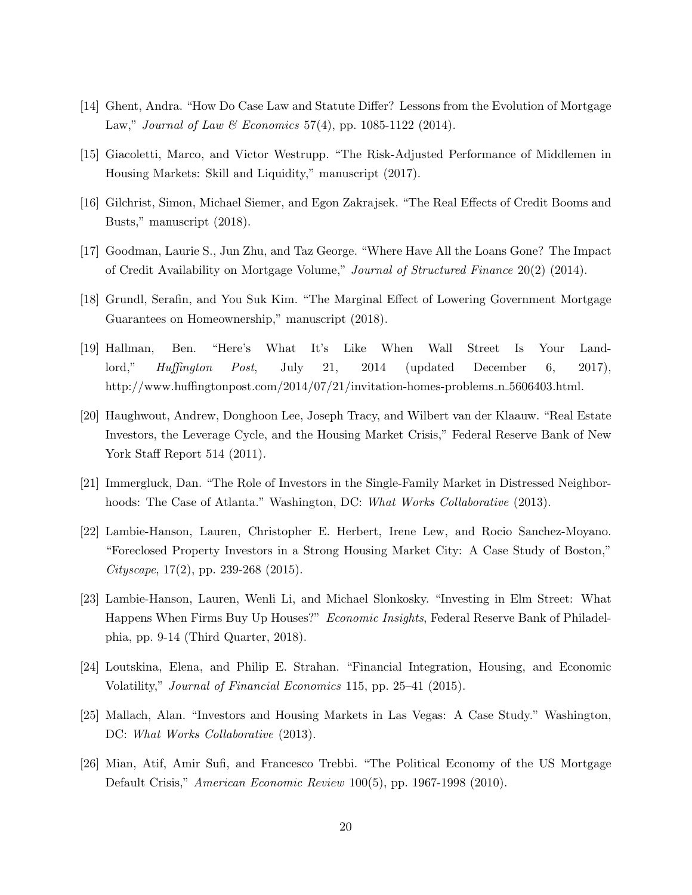[14] Ghent, Andra. "How Do Case Law and Statute Differ? Lessons from the Evolution of Mortgage Law," *Journal of Law & Economics* 57(4), pp. 1085-1122 (2014).

[15] Giacoletti, Marco, and Victor Westrupp. "The Risk-Adjusted Performance of Middlemen in Housing Markets: Skill and Liquidity," manuscript (2017).

[16] Gilchrist, Simon, Michael Siemer, and Egon Zakrajsek. "The Real Effects of Credit Booms and Busts," manuscript (2018).

[17] Goodman, Laurie S., Jun Zhu, and Taz George. "Where Have All the Loans Gone? The Impact of Credit Availability on Mortgage Volume," *Journal of Structured Finance* 20(2) (2014).

[18] Grundl, Serafin, and You Suk Kim. "The Marginal Effect of Lowering Government Mortgage Guarantees on Homeownership," manuscript (2018).

[19] Hallman, Ben. "Here's What It's Like When Wall Street Is Your Landlord," *Huffington Post*, July 21, 2014 (updated December 6, 2017), http://www.huffingtonpost.com/2014/07/21/invitation-homes-problems_n_5606403.html.

[20] Haughwout, Andrew, Donghoon Lee, Joseph Tracy, and Wilbert van der Klaauw. "Real Estate Investors, the Leverage Cycle, and the Housing Market Crisis," Federal Reserve Bank of New York Staff Report 514 (2011).

[21] Immergluck, Dan. "The Role of Investors in the Single-Family Market in Distressed Neighborhoods: The Case of Atlanta." Washington, DC: *What Works Collaborative* (2013).

[22] Lambie-Hanson, Lauren, Christopher E. Herbert, Irene Lew, and Rocio Sanchez-Moyano. "Foreclosed Property Investors in a Strong Housing Market City: A Case Study of Boston," *Cityscape*, 17(2), pp. 239-268 (2015).

[23] Lambie-Hanson, Lauren, Wenli Li, and Michael Slonkosky. "Investing in Elm Street: What Happens When Firms Buy Up Houses?" *Economic Insights*, Federal Reserve Bank of Philadelphia, pp. 9-14 (Third Quarter, 2018).

[24] Loutskina, Elena, and Philip E. Strahan. "Financial Integration, Housing, and Economic Volatility," *Journal of Financial Economics* 115, pp. 25–41 (2015).

[25] Mallach, Alan. "Investors and Housing Markets in Las Vegas: A Case Study." Washington, DC: *What Works Collaborative* (2013).

[26] Mian, Atif, Amir Sufi, and Francesco Trebbi. "The Political Economy of the US Mortgage Default Crisis," *American Economic Review* 100(5), pp. 1967-1998 (2010).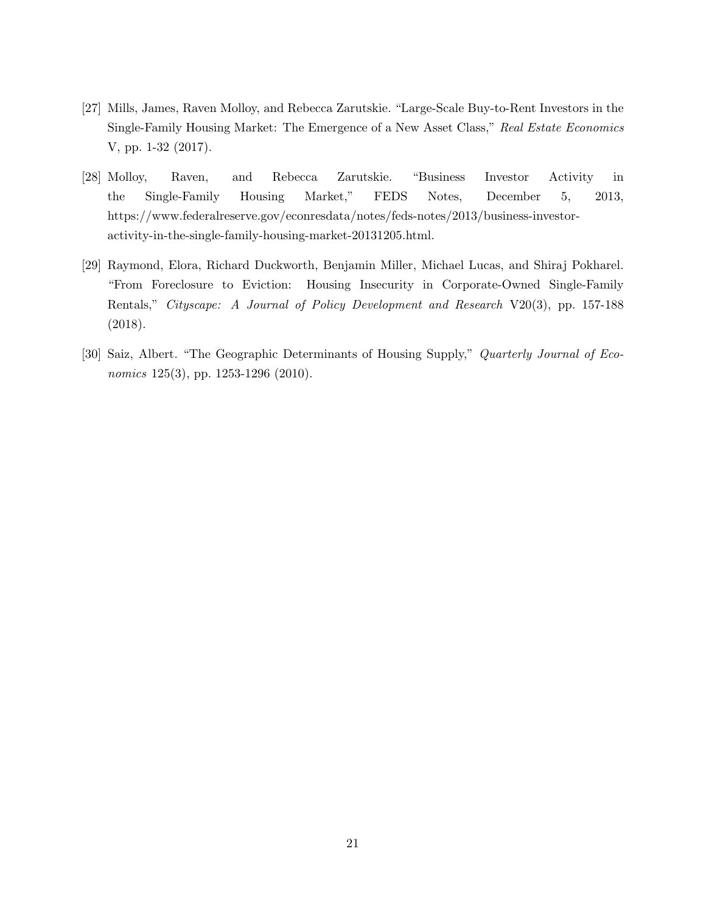[27] Mills, James, Raven Molloy, and Rebecca Zarutskie. "Large-Scale Buy-to-Rent Investors in the Single-Family Housing Market: The Emergence of a New Asset Class," *Real Estate Economics* V, pp. 1-32 (2017).

[28] Molloy, Raven, and Rebecca Zarutskie. "Business Investor Activity in the Single-Family Housing Market," FEDS Notes, December 5, 2013, https://www.federalreserve.gov/econresdata/notes/feds-notes/2013/business-investor-activity-in-the-single-family-housing-market-20131205.html.

[29] Raymond, Elora, Richard Duckworth, Benjamin Miller, Michael Lucas, and Shiraj Pokharel. "From Foreclosure to Eviction: Housing Insecurity in Corporate-Owned Single-Family Rentals," *Cityscape: A Journal of Policy Development and Research* V20(3), pp. 157-188 (2018).

[30] Saiz, Albert. "The Geographic Determinants of Housing Supply," *Quarterly Journal of Economics* 125(3), pp. 1253-1296 (2010).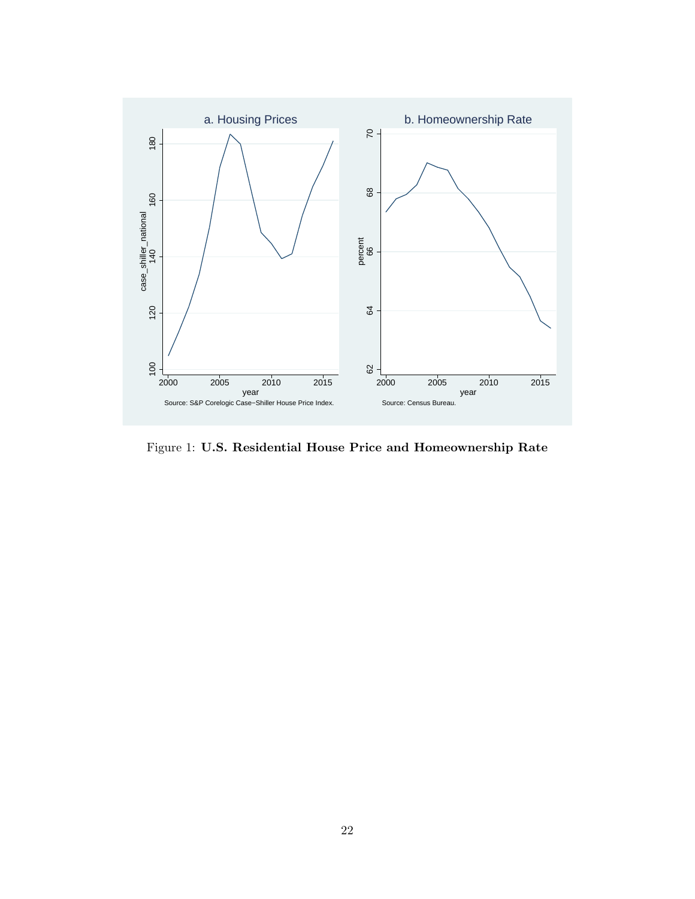Figure 1: **U.S. Residential House Price and Homeownership Rate**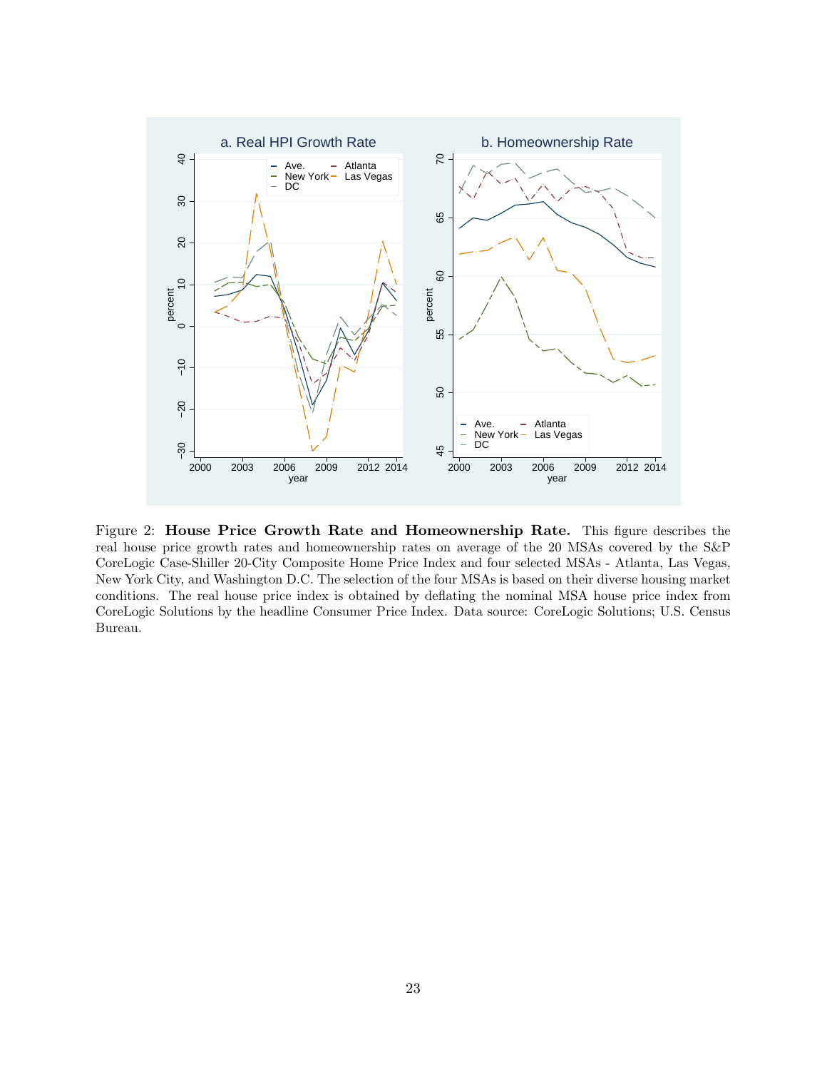Figure 2: **House Price Growth Rate and Homeownership Rate.** This figure describes the real house price growth rates and homeownership rates on average of the 20 MSAs covered by the S&P CoreLogic Case-Shiller 20-City Composite Home Price Index and four selected MSAs - Atlanta, Las Vegas, New York City, and Washington D.C. The selection of the four MSAs is based on their diverse housing market conditions. The real house price index is obtained by deflating the nominal MSA house price index from CoreLogic Solutions by the headline Consumer Price Index. Data source: CoreLogic Solutions; U.S. Census Bureau.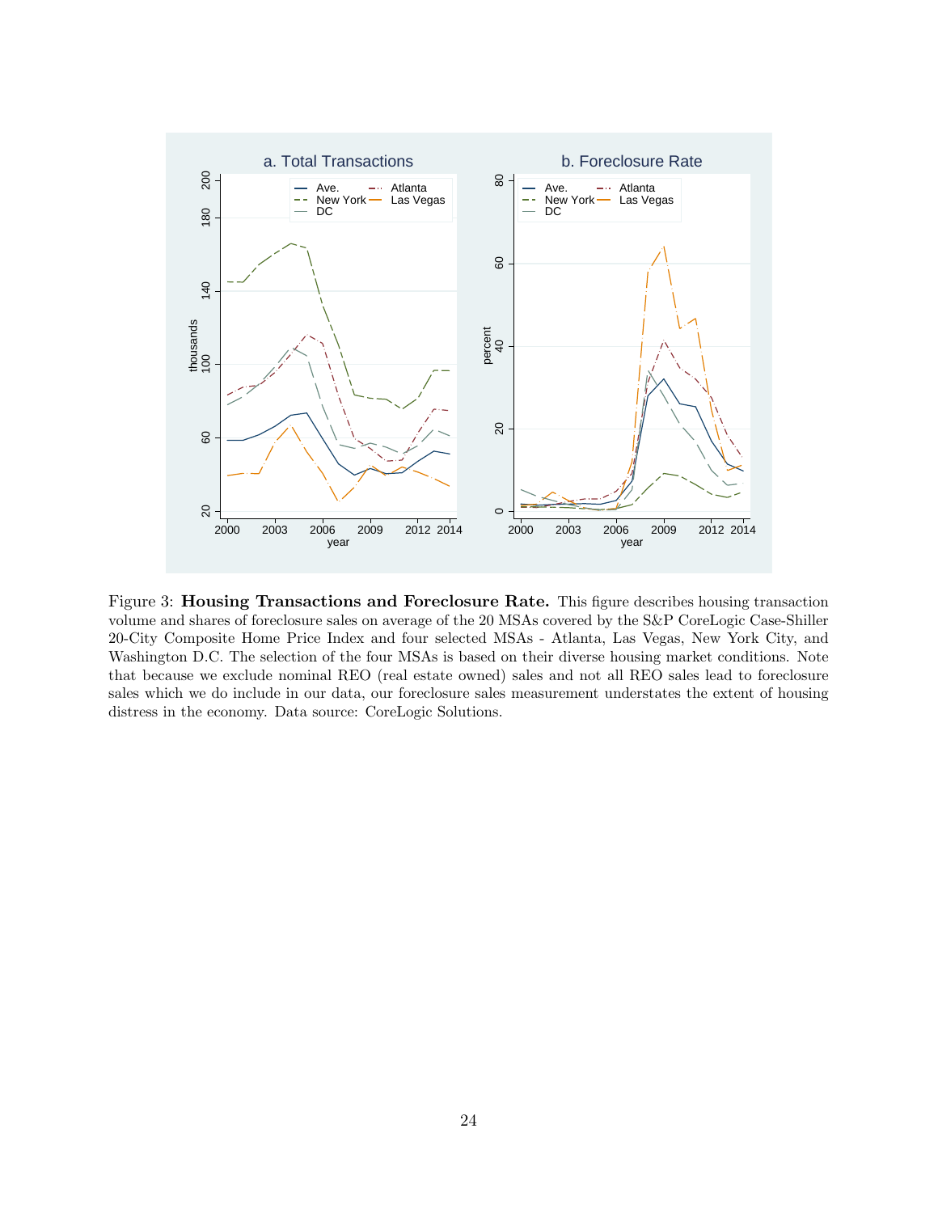Figure 3: **Housing Transactions and Foreclosure Rate.** This figure describes housing transaction volume and shares of foreclosure sales on average of the 20 MSAs covered by the S&P CoreLogic Case-Shiller 20-City Composite Home Price Index and four selected MSAs - Atlanta, Las Vegas, New York City, and Washington D.C. The selection of the four MSAs is based on their diverse housing market conditions. Note that because we exclude nominal REO (real estate owned) sales and not all REO sales lead to foreclosure sales which we do include in our data, our foreclosure sales measurement understates the extent of housing distress in the economy. Data source: CoreLogic Solutions.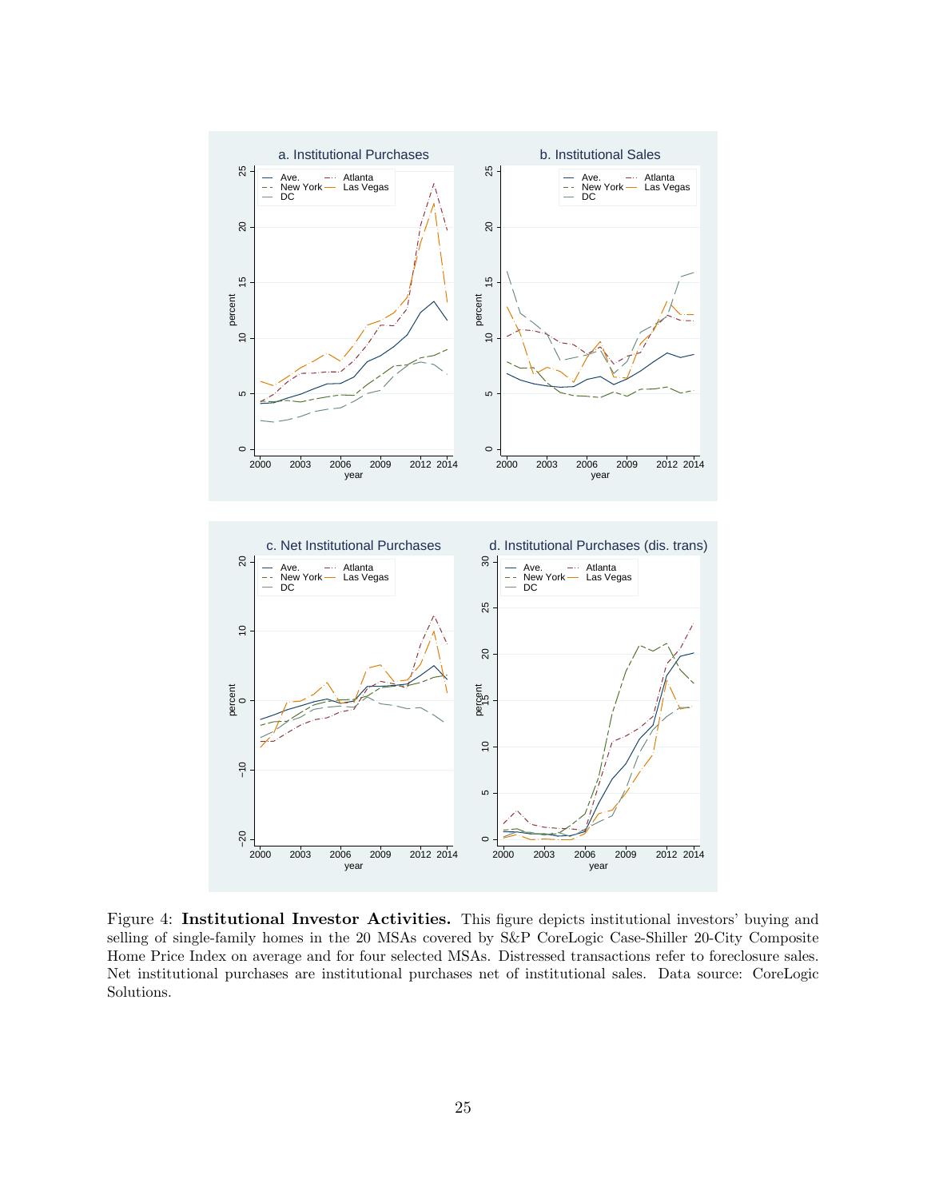Figure 4: **Institutional Investor Activities.** This figure depicts institutional investors' buying and selling of single-family homes in the 20 MSAs covered by S&P CoreLogic Case-Shiller 20-City Composite Home Price Index on average and for four selected MSAs. Distressed transactions refer to foreclosure sales. Net institutional purchases are institutional purchases net of institutional sales. Data source: CoreLogic Solutions.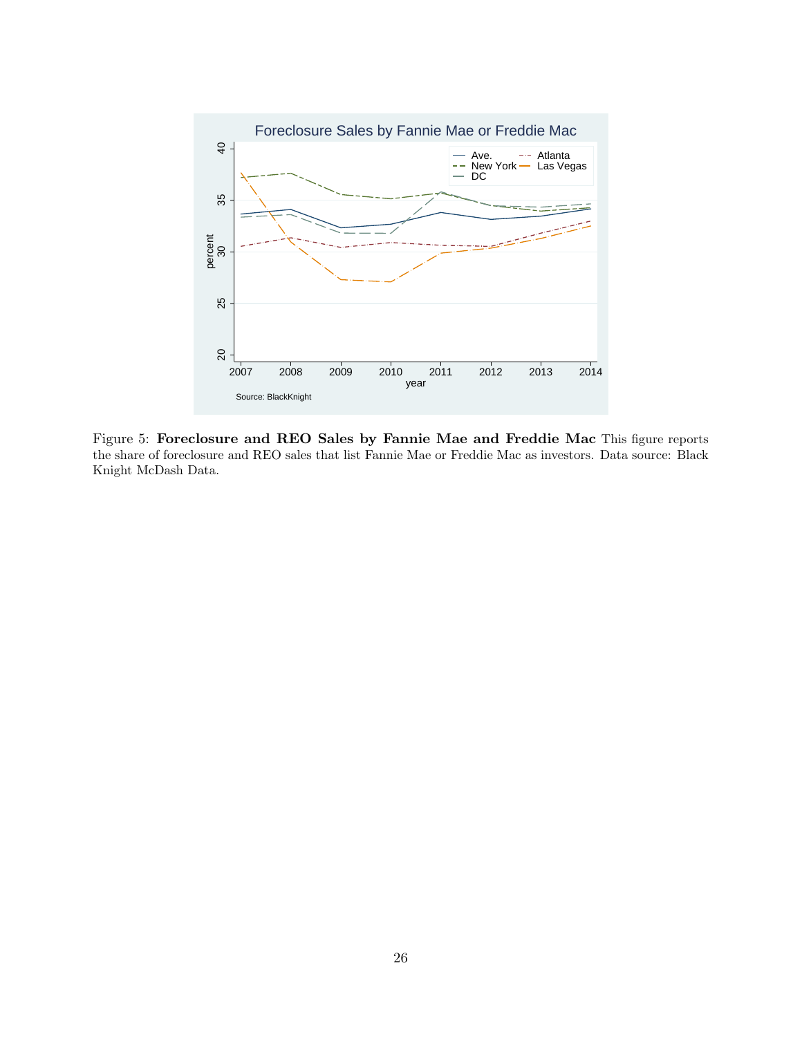Figure 5: **Foreclosure and REO Sales by Fannie Mae and Freddie Mac** This figure reports the share of foreclosure and REO sales that list Fannie Mae or Freddie Mac as investors. Data source: Black Knight McDash Data.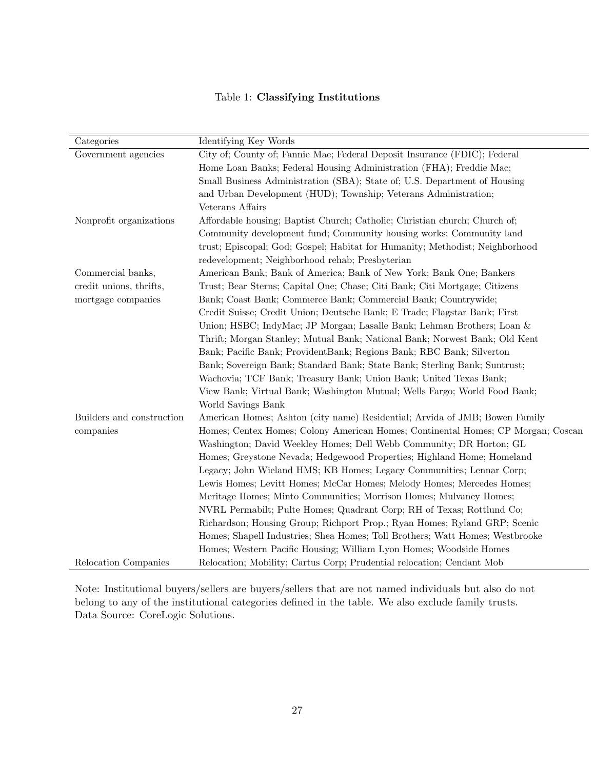Table 1: **Classifying Institutions**

| Categories | Identifying Key Words |
|---|---|
| Government agencies | City of; County of; Fannie Mae; Federal Deposit Insurance (FDIC); Federal Home Loan Banks; Federal Housing Administration (FHA); Freddie Mac; Small Business Administration (SBA); State of; U.S. Department of Housing and Urban Development (HUD); Township; Veterans Administration; Veterans Affairs |
| Nonprofit organizations | Affordable housing; Baptist Church; Catholic; Christian church; Church of; Community development fund; Community housing works; Community land trust; Episcopal; God; Gospel; Habitat for Humanity; Methodist; Neighborhood redevelopment; Neighborhood rehab; Presbyterian |
| Commercial banks, credit unions, thrifts, mortgage companies | American Bank; Bank of America; Bank of New York; Bank One; Bankers Trust; Bear Sterns; Capital One; Chase; Citi Bank; Citi Mortgage; Citizens Bank; Coast Bank; Commerce Bank; Commercial Bank; Countrywide; Credit Suisse; Credit Union; Deutsche Bank; E Trade; Flagstar Bank; First Union; HSBC; IndyMac; JP Morgan; Lasalle Bank; Lehman Brothers; Loan & Thrift; Morgan Stanley; Mutual Bank; National Bank; Norwest Bank; Old Kent Bank; Pacific Bank; ProvidentBank; Regions Bank; RBC Bank; Silverton Bank; Sovereign Bank; Standard Bank; State Bank; Sterling Bank; Suntrust; Wachovia; TCF Bank; Treasury Bank; Union Bank; United Texas Bank; View Bank; Virtual Bank; Washington Mutual; Wells Fargo; World Food Bank; World Savings Bank |
| Builders and construction companies | American Homes; Ashton (city name) Residential; Arvida of JMB; Bowen Family Homes; Centex Homes; Colony American Homes; Continental Homes; CP Morgan; Coscan Washington; David Weekley Homes; Dell Webb Community; DR Horton; GL Homes; Greystone Nevada; Hedgewood Properties; Highland Home; Homeland Legacy; John Wieland HMS; KB Homes; Legacy Communities; Lennar Corp; Lewis Homes; Levitt Homes; McCar Homes; Melody Homes; Mercedes Homes; Meritage Homes; Minto Communities; Morrison Homes; Mulvaney Homes; NVRL Permabilt; Pulte Homes; Quadrant Corp; RH of Texas; Rottlund Co; Richardson; Housing Group; Richport Prop.; Ryan Homes; Ryland GRP; Scenic Homes; Shapell Industries; Shea Homes; Toll Brothers; Watt Homes; Westbrooke Homes; Western Pacific Housing; William Lyon Homes; Woodside Homes |
| Relocation Companies | Relocation; Mobility; Cartus Corp; Prudential relocation; Cendant Mob |

Note: Institutional buyers/sellers are buyers/sellers that are not named individuals but also do not belong to any of the institutional categories defined in the table. We also exclude family trusts.
Data Source: CoreLogic Solutions.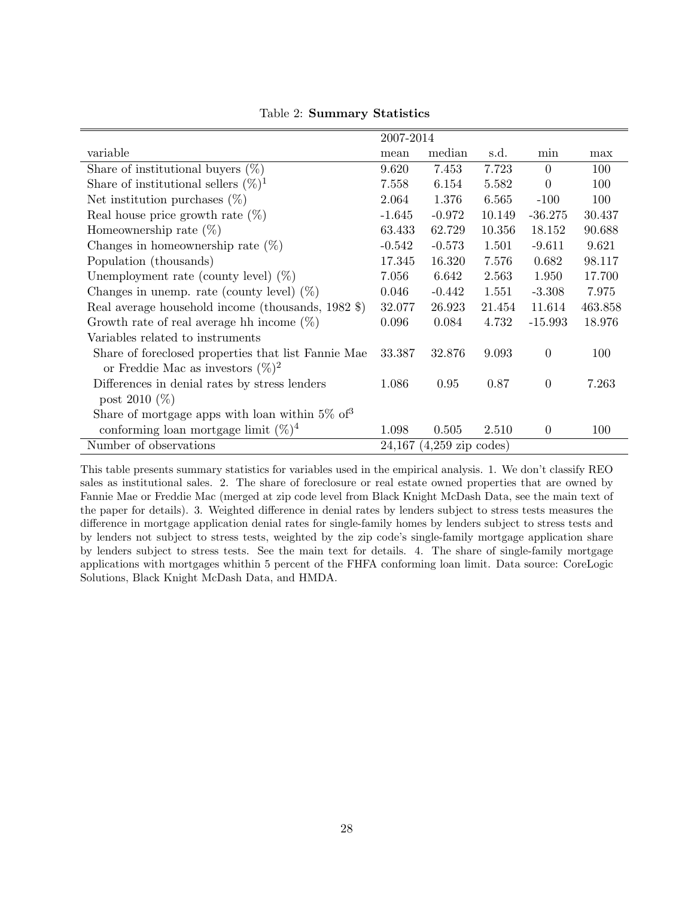Table 2: **Summary Statistics**

| | 2007-2014 | | | | |
|---|---|---|---|---|---|
| variable | mean | median | s.d. | min | max |
| Share of institutional buyers (%) | 9.620 | 7.453 | 7.723 | 0 | 100 |
| Share of institutional sellers (%)[1] | 7.558 | 6.154 | 5.582 | 0 | 100 |
| Net institution purchases (%) | 2.064 | 1.376 | 6.565 | -100 | 100 |
| Real house price growth rate (%) | -1.645 | -0.972 | 10.149 | -36.275 | 30.437 |
| Homeownership rate (%) | 63.433 | 62.729 | 10.356 | 18.152 | 90.688 |
| Changes in homeownership rate (%) | -0.542 | -0.573 | 1.501 | -9.611 | 9.621 |
| Population (thousands) | 17.345 | 16.320 | 7.576 | 0.682 | 98.117 |
| Unemployment rate (county level) (%) | 7.056 | 6.642 | 2.563 | 1.950 | 17.700 |
| Changes in unemp. rate (county level) (%) | 0.046 | -0.442 | 1.551 | -3.308 | 7.975 |
| Real average household income (thousands, 1982 $) | 32.077 | 26.923 | 21.454 | 11.614 | 463.858 |
| Growth rate of real average hh income (%) | 0.096 | 0.084 | 4.732 | -15.993 | 18.976 |
| Variables related to instruments | | | | | |
| Share of foreclosed properties that list Fannie Mae or Freddie Mac as investors (%)[2] | 33.387 | 32.876 | 9.093 | 0 | 100 |
| Differences in denial rates by stress lenders post 2010 (%) | 1.086 | 0.95 | 0.87 | 0 | 7.263 |
| Share of mortgage apps with loan within 5% of[3] conforming loan mortgage limit (%)[4] | 1.098 | 0.505 | 2.510 | 0 | 100 |
| Number of observations | 24,167 (4,259 zip codes) | | | | |

This table presents summary statistics for variables used in the empirical analysis. 1. We don't classify REO sales as institutional sales. 2. The share of foreclosure or real estate owned properties that are owned by Fannie Mae or Freddie Mac (merged at zip code level from Black Knight McDash Data, see the main text of the paper for details). 3. Weighted difference in denial rates by lenders subject to stress tests measures the difference in mortgage application denial rates for single-family homes by lenders subject to stress tests and by lenders not subject to stress tests, weighted by the zip code's single-family mortgage application share by lenders subject to stress tests. See the main text for details. 4. The share of single-family mortgage applications with mortgages whithin 5 percent of the FHFA conforming loan limit. Data source: CoreLogic Solutions, Black Knight McDash Data, and HMDA.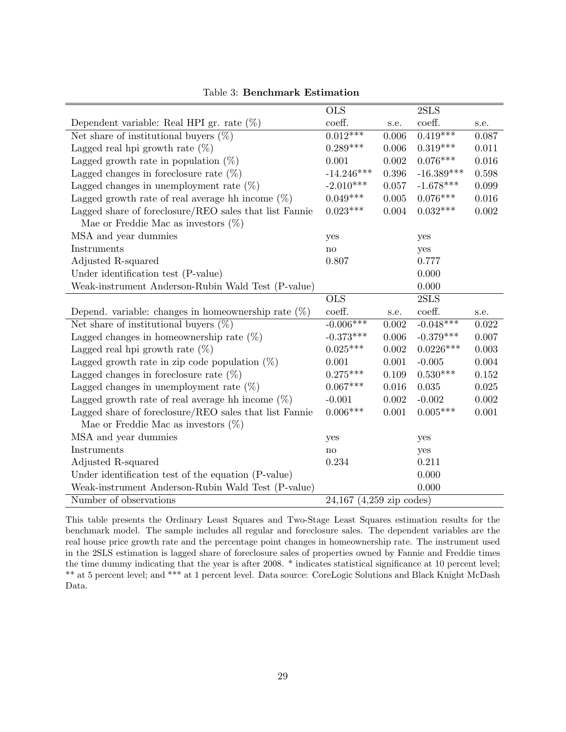Table 3: **Benchmark Estimation**

| | OLS | | 2SLS | |
|---|---|---|---|---|
| Dependent variable: Real HPI gr. rate (%) | coeff. | s.e. | coeff. | s.e. |
| Net share of institutional buyers (%) | 0.012*** | 0.006 | 0.419*** | 0.087 |
| Lagged real hpi growth rate (%) | 0.289*** | 0.006 | 0.319*** | 0.011 |
| Lagged growth rate in population (%) | 0.001 | 0.002 | 0.076*** | 0.016 |
| Lagged changes in foreclosure rate (%) | -14.246*** | 0.396 | -16.389*** | 0.598 |
| Lagged changes in unemployment rate (%) | -2.010*** | 0.057 | -1.678*** | 0.099 |
| Lagged growth rate of real average hh income (%) | 0.049*** | 0.005 | 0.076*** | 0.016 |
| Lagged share of foreclosure/REO sales that list Fannie Mae or Freddie Mac as investors (%) | 0.023*** | 0.004 | 0.032*** | 0.002 |
| MSA and year dummies | yes | | yes | |
| Instruments | no | | yes | |
| Adjusted R-squared | 0.807 | | 0.777 | |
| Under identification test (P-value) | | | 0.000 | |
| Weak-instrument Anderson-Rubin Wald Test (P-value) | | | 0.000 | |
| | OLS | | 2SLS | |
| Depend. variable: changes in homeownership rate (%) | coeff. | s.e. | coeff. | s.e. |
| Net share of institutional buyers (%) | -0.006*** | 0.002 | -0.048*** | 0.022 |
| Lagged changes in homeownership rate (%) | -0.373*** | 0.006 | -0.379*** | 0.007 |
| Lagged real hpi growth rate (%) | 0.025*** | 0.002 | 0.0226*** | 0.003 |
| Lagged growth rate in zip code population (%) | 0.001 | 0.001 | -0.005 | 0.004 |
| Lagged changes in foreclosure rate (%) | 0.275*** | 0.109 | 0.530*** | 0.152 |
| Lagged changes in unemployment rate (%) | 0.067*** | 0.016 | 0.035 | 0.025 |
| Lagged growth rate of real average hh income (%) | -0.001 | 0.002 | -0.002 | 0.002 |
| Lagged share of foreclosure/REO sales that list Fannie Mae or Freddie Mac as investors (%) | 0.006*** | 0.001 | 0.005*** | 0.001 |
| MSA and year dummies | yes | | yes | |
| Instruments | no | | yes | |
| Adjusted R-squared | 0.234 | | 0.211 | |
| Under identification test of the equation (P-value) | | | 0.000 | |
| Weak-instrument Anderson-Rubin Wald Test (P-value) | | | 0.000 | |
| Number of observations | 24,167 (4,259 zip codes) | | | |

This table presents the Ordinary Least Squares and Two-Stage Least Squares estimation results for the benchmark model. The sample includes all regular and foreclosure sales. The dependent variables are the real house price growth rate and the percentage point changes in homeownership rate. The instrument used in the 2SLS estimation is lagged share of foreclosure sales of properties owned by Fannie and Freddie times the time dummy indicating that the year is after 2008. * indicates statistical significance at 10 percent level; ** at 5 percent level; and *** at 1 percent level. Data source: CoreLogic Solutions and Black Knight McDash Data.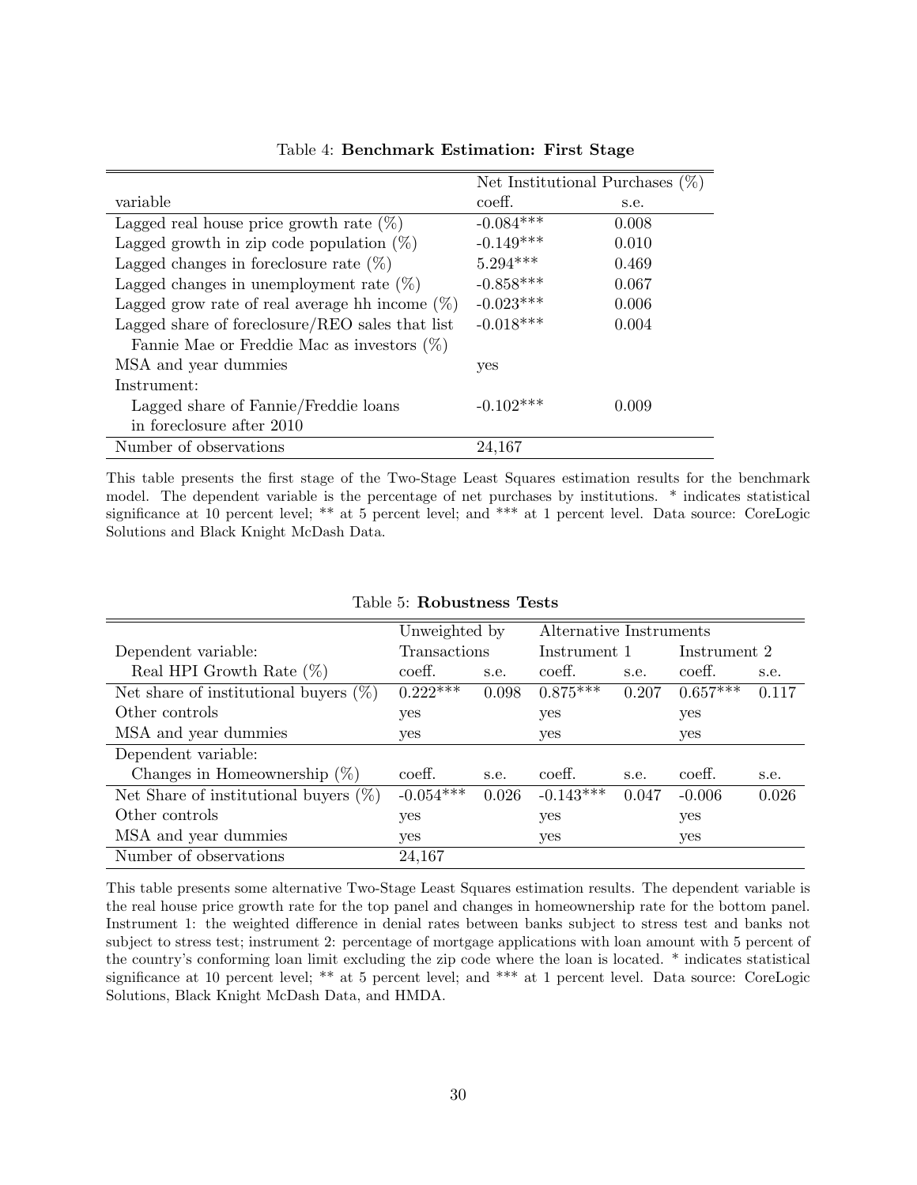Table 4: **Benchmark Estimation: First Stage**

| | Net Institutional Purchases (%) | |
|---|---|---|
| variable | coeff. | s.e. |
| Lagged real house price growth rate (%) | -0.084*** | 0.008 |
| Lagged growth in zip code population (%) | -0.149*** | 0.010 |
| Lagged changes in foreclosure rate (%) | 5.294*** | 0.469 |
| Lagged changes in unemployment rate (%) | -0.858*** | 0.067 |
| Lagged grow rate of real average hh income (%) | -0.023*** | 0.006 |
| Lagged share of foreclosure/REO sales that list Fannie Mae or Freddie Mac as investors (%) | -0.018*** | 0.004 |
| MSA and year dummies | yes | |
| Instrument: | | |
| Lagged share of Fannie/Freddie loans in foreclosure after 2010 | -0.102*** | 0.009 |
| Number of observations | 24,167 | |

This table presents the first stage of the Two-Stage Least Squares estimation results for the benchmark model. The dependent variable is the percentage of net purchases by institutions. * indicates statistical significance at 10 percent level; ** at 5 percent level; and *** at 1 percent level. Data source: CoreLogic Solutions and Black Knight McDash Data.

Table 5: **Robustness Tests**

| | Unweighted by Transactions | | Alternative Instruments | | | |
|---|---|---|---|---|---|---|
| Dependent variable: | | | Instrument 1 | | Instrument 2 | |
| Real HPI Growth Rate (%) | coeff. | s.e. | coeff. | s.e. | coeff. | s.e. |
| Net share of institutional buyers (%) | 0.222*** | 0.098 | 0.875*** | 0.207 | 0.657*** | 0.117 |
| Other controls | yes | | yes | | yes | |
| MSA and year dummies | yes | | yes | | yes | |
| Dependent variable: | | | | | | |
| Changes in Homeownership (%) | coeff. | s.e. | coeff. | s.e. | coeff. | s.e. |
| Net Share of institutional buyers (%) | -0.054*** | 0.026 | -0.143*** | 0.047 | -0.006 | 0.026 |
| Other controls | yes | | yes | | yes | |
| MSA and year dummies | yes | | yes | | yes | |
| Number of observations | 24,167 | | | | | |

This table presents some alternative Two-Stage Least Squares estimation results. The dependent variable is the real house price growth rate for the top panel and changes in homeownership rate for the bottom panel. Instrument 1: the weighted difference in denial rates between banks subject to stress test and banks not subject to stress test; instrument 2: percentage of mortgage applications with loan amount with 5 percent of the country's conforming loan limit excluding the zip code where the loan is located. * indicates statistical significance at 10 percent level; ** at 5 percent level; and *** at 1 percent level. Data source: CoreLogic Solutions, Black Knight McDash Data, and HMDA.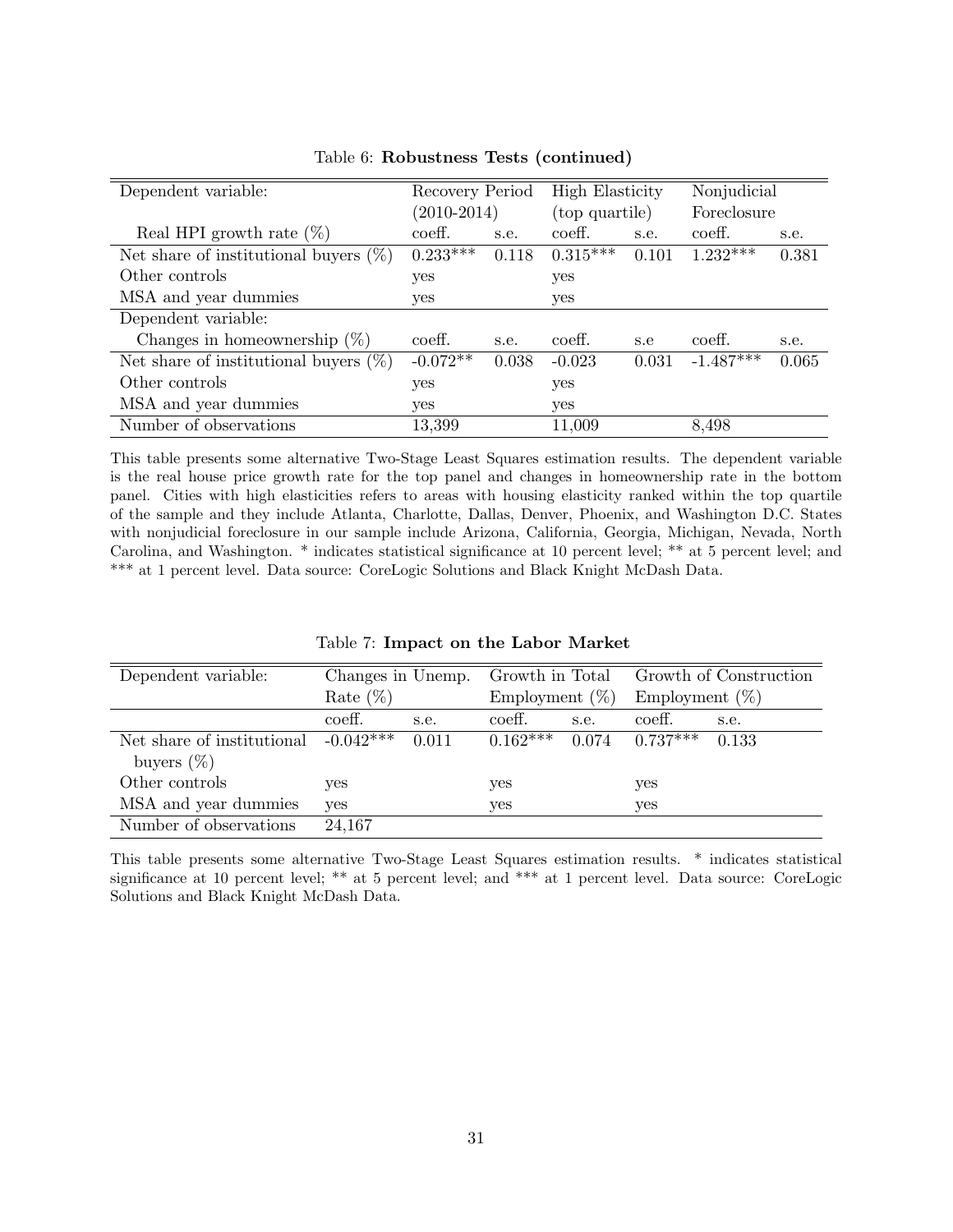Table 6: **Robustness Tests (continued)**

| Dependent variable: | Recovery Period (2010-2014) | | High Elasticity (top quartile) | | Nonjudicial Foreclosure | |
|---|---|---|---|---|---|---|
| Real HPI growth rate (%) | coeff. | s.e. | coeff. | s.e. | coeff. | s.e. |
| Net share of institutional buyers (%) | 0.233*** | 0.118 | 0.315*** | 0.101 | 1.232*** | 0.381 |
| Other controls | yes | | yes | | | |
| MSA and year dummies | yes | | yes | | | |
| Dependent variable: | | | | | | |
| Changes in homeownership (%) | coeff. | s.e. | coeff. | s.e | coeff. | s.e. |
| Net share of institutional buyers (%) | -0.072** | 0.038 | -0.023 | 0.031 | -1.487*** | 0.065 |
| Other controls | yes | | yes | | | |
| MSA and year dummies | yes | | yes | | | |
| Number of observations | 13,399 | | 11,009 | | 8,498 | |

This table presents some alternative Two-Stage Least Squares estimation results. The dependent variable is the real house price growth rate for the top panel and changes in homeownership rate in the bottom panel. Cities with high elasticities refers to areas with housing elasticity ranked within the top quartile of the sample and they include Atlanta, Charlotte, Dallas, Denver, Phoenix, and Washington D.C. States with nonjudicial foreclosure in our sample include Arizona, California, Georgia, Michigan, Nevada, North Carolina, and Washington. * indicates statistical significance at 10 percent level; ** at 5 percent level; and *** at 1 percent level. Data source: CoreLogic Solutions and Black Knight McDash Data.

Table 7: **Impact on the Labor Market**

| Dependent variable: | Changes in Unemp. Rate (%) | | Growth in Total Employment (%) | | Growth of Construction Employment (%) | |
|---|---|---|---|---|---|---|
| | coeff. | s.e. | coeff. | s.e. | coeff. | s.e. |
| Net share of institutional buyers (%) | -0.042*** | 0.011 | 0.162*** | 0.074 | 0.737*** | 0.133 |
| Other controls | yes | | yes | | yes | |
| MSA and year dummies | yes | | yes | | yes | |
| Number of observations | 24,167 | | | | | |

This table presents some alternative Two-Stage Least Squares estimation results. * indicates statistical significance at 10 percent level; ** at 5 percent level; and *** at 1 percent level. Data source: CoreLogic Solutions and Black Knight McDash Data.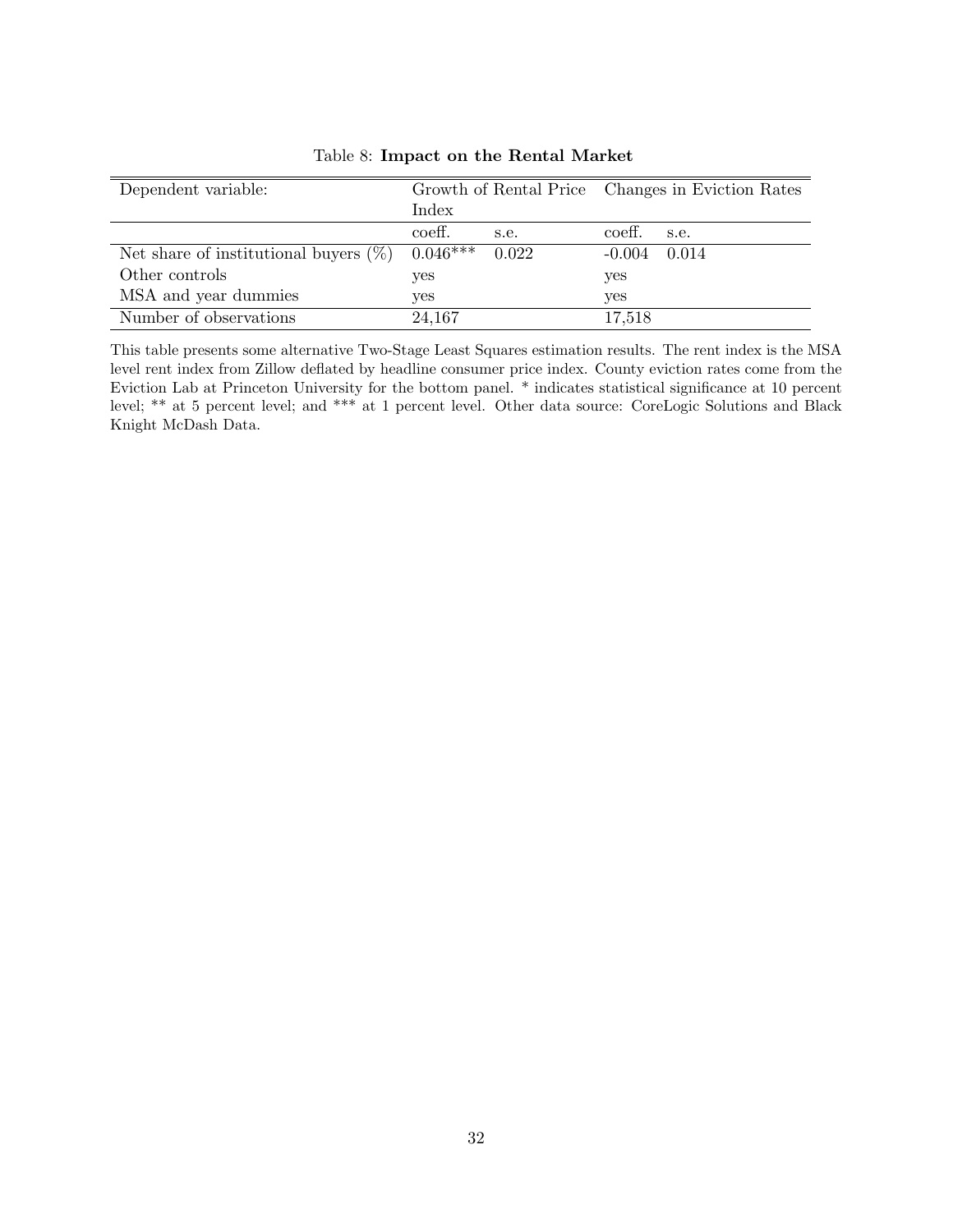Table 8: **Impact on the Rental Market**

| Dependent variable: | Growth of Rental Price Index | | Changes in Eviction Rates | |
|---|---|---|---|---|
| | coeff. | s.e. | coeff. | s.e. |
| Net share of institutional buyers (%) | 0.046*** | 0.022 | -0.004 | 0.014 |
| Other controls | yes | | yes | |
| MSA and year dummies | yes | | yes | |
| Number of observations | 24,167 | | 17,518 | |

This table presents some alternative Two-Stage Least Squares estimation results. The rent index is the MSA level rent index from Zillow deflated by headline consumer price index. County eviction rates come from the Eviction Lab at Princeton University for the bottom panel. * indicates statistical significance at 10 percent level; ** at 5 percent level; and *** at 1 percent level. Other data source: CoreLogic Solutions and Black Knight McDash Data.